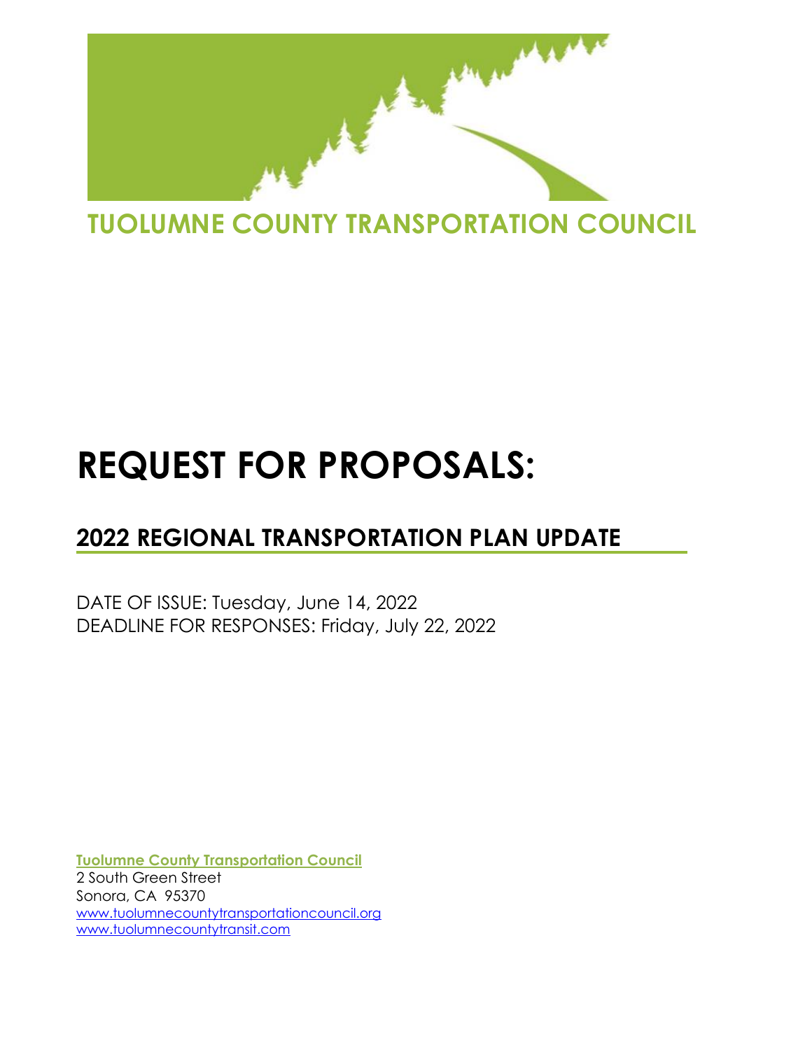TUOLUMNE COUNTY TRANSPORTATION COUNCIL

# REQUEST FOR PROPOSALS:

## 2022 REGIONAL TRANSPORTATION PLAN UPDATE

DATE OF ISSUE: Tuesday, June 14, 2022
DEADLINE FOR RESPONSES: Friday, July 22, 2022

**Tuolumne County Transportation Council**
2 South Green Street
Sonora, CA 95370
www.tuolumnecountytransportationcouncil.org
www.tuolumnecountytransit.com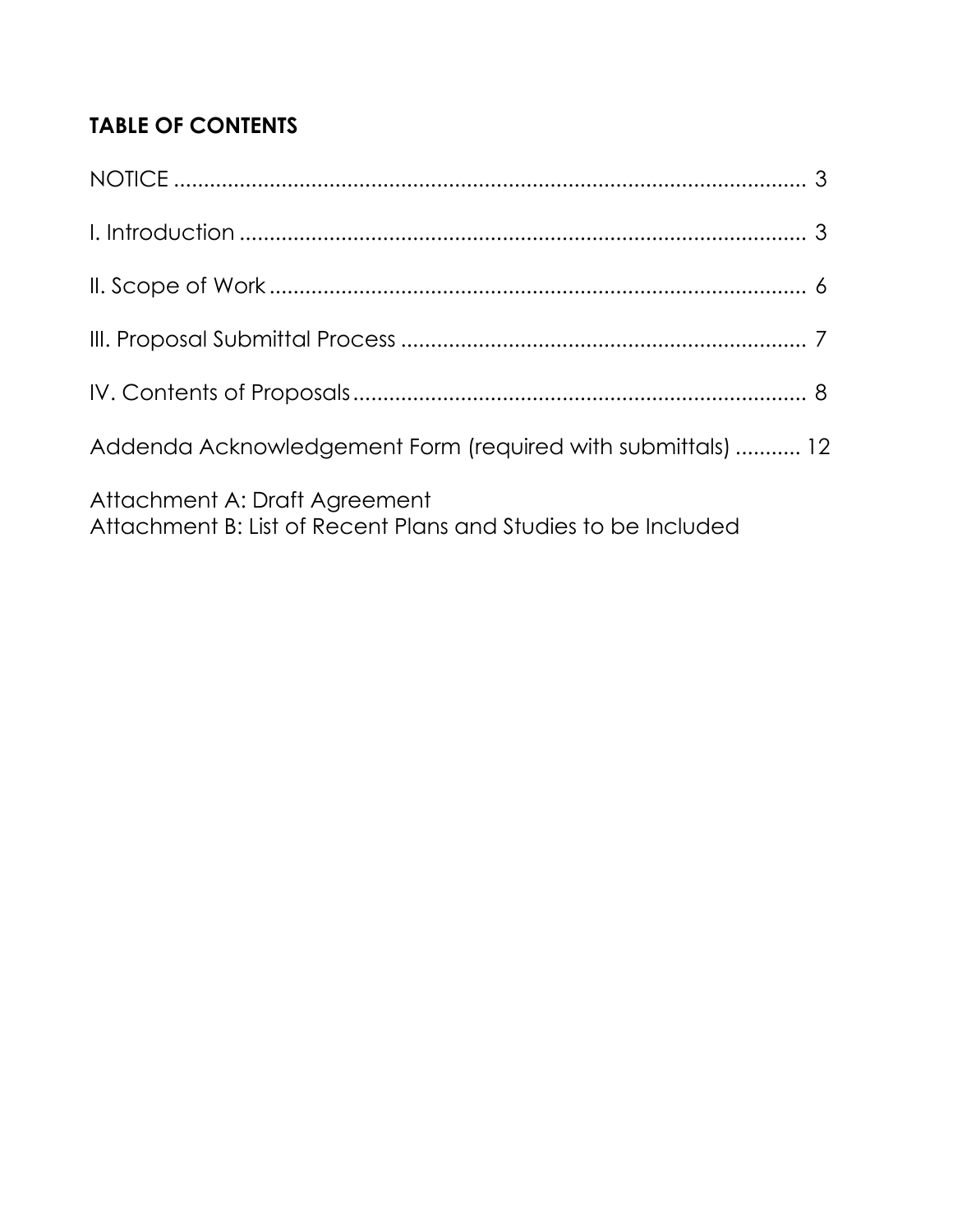## TABLE OF CONTENTS

NOTICE ........................................................................................................ 3

I. Introduction ............................................................................................... 3

II. Scope of Work ........................................................................................... 6

III. Proposal Submittal Process ....................................................................... 7

IV. Contents of Proposals ............................................................................... 8

Addenda Acknowledgement Form (required with submittals) ........... 12

Attachment A: Draft Agreement
Attachment B: List of Recent Plans and Studies to be Included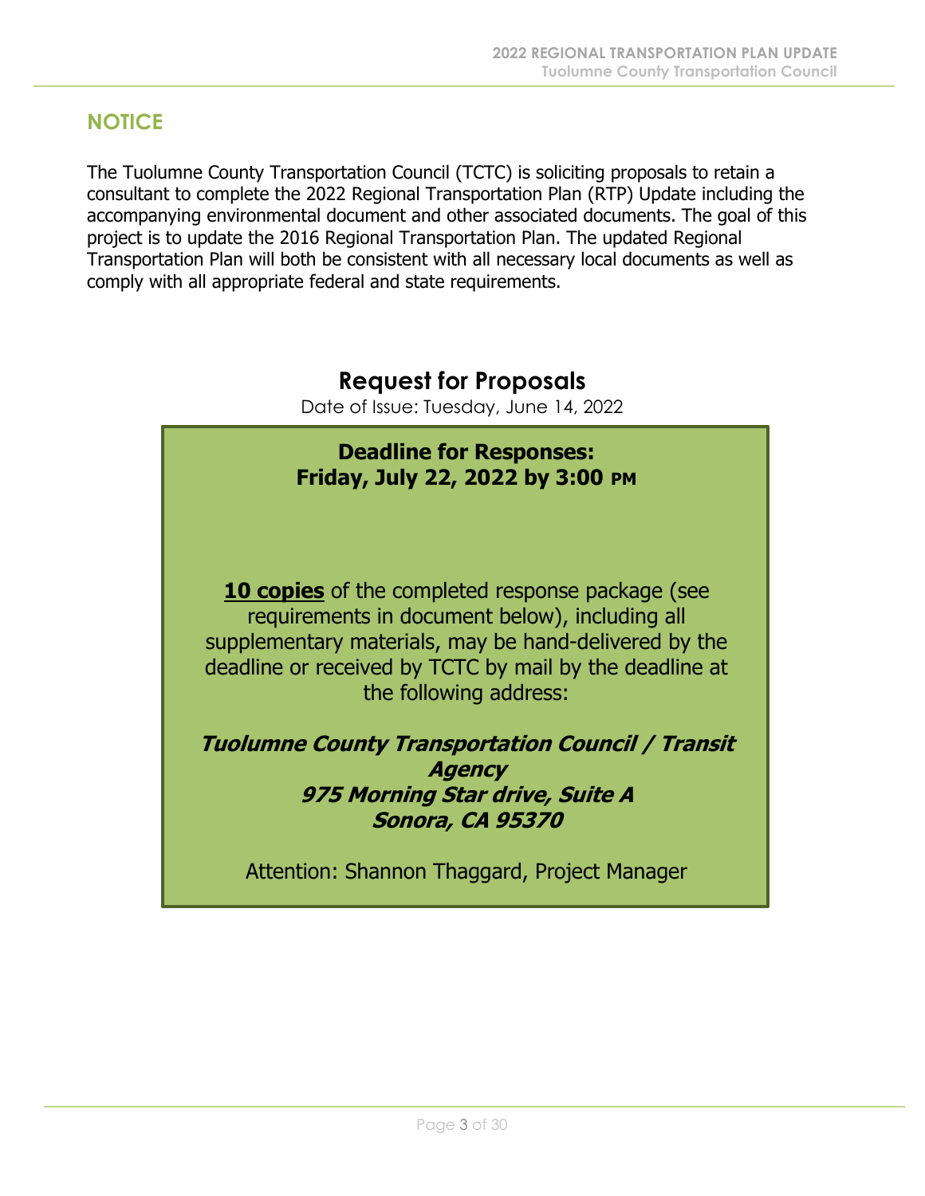## NOTICE

The Tuolumne County Transportation Council (TCTC) is soliciting proposals to retain a consultant to complete the 2022 Regional Transportation Plan (RTP) Update including the accompanying environmental document and other associated documents. The goal of this project is to update the 2016 Regional Transportation Plan. The updated Regional Transportation Plan will both be consistent with all necessary local documents as well as comply with all appropriate federal and state requirements.

## Request for Proposals

Date of Issue: Tuesday, June 14, 2022

**Deadline for Responses:**
**Friday, July 22, 2022 by 3:00 PM**

**10 copies** of the completed response package (see requirements in document below), including all supplementary materials, may be hand-delivered by the deadline or received by TCTC by mail by the deadline at the following address:

***Tuolumne County Transportation Council / Transit Agency***
***975 Morning Star drive, Suite A***
***Sonora, CA 95370***

Attention: Shannon Thaggard, Project Manager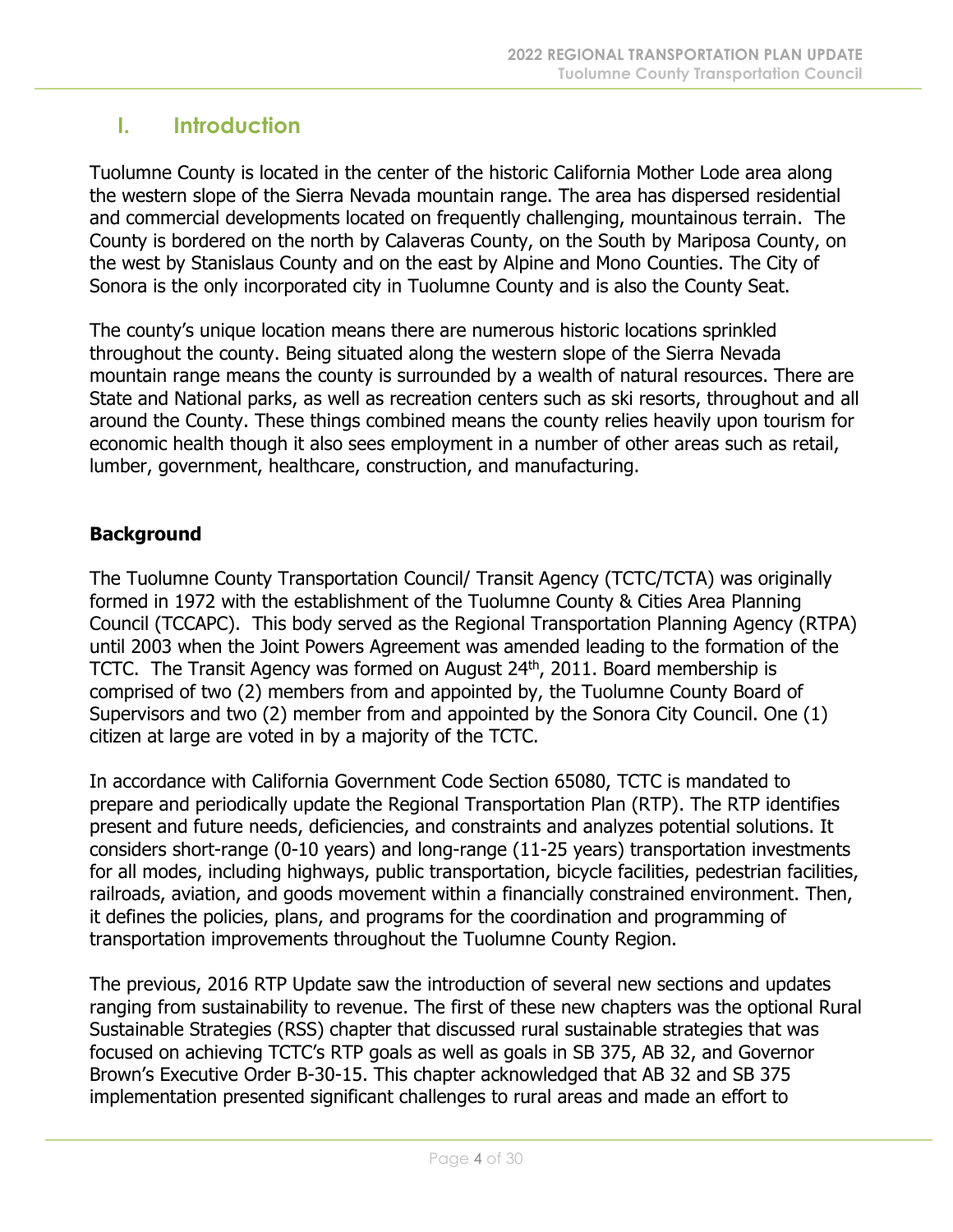# I. Introduction

Tuolumne County is located in the center of the historic California Mother Lode area along the western slope of the Sierra Nevada mountain range. The area has dispersed residential and commercial developments located on frequently challenging, mountainous terrain. The County is bordered on the north by Calaveras County, on the South by Mariposa County, on the west by Stanislaus County and on the east by Alpine and Mono Counties. The City of Sonora is the only incorporated city in Tuolumne County and is also the County Seat.

The county's unique location means there are numerous historic locations sprinkled throughout the county. Being situated along the western slope of the Sierra Nevada mountain range means the county is surrounded by a wealth of natural resources. There are State and National parks, as well as recreation centers such as ski resorts, throughout and all around the County. These things combined means the county relies heavily upon tourism for economic health though it also sees employment in a number of other areas such as retail, lumber, government, healthcare, construction, and manufacturing.

**Background**

The Tuolumne County Transportation Council/ Transit Agency (TCTC/TCTA) was originally formed in 1972 with the establishment of the Tuolumne County & Cities Area Planning Council (TCCAPC). This body served as the Regional Transportation Planning Agency (RTPA) until 2003 when the Joint Powers Agreement was amended leading to the formation of the TCTC. The Transit Agency was formed on August 24th, 2011. Board membership is comprised of two (2) members from and appointed by, the Tuolumne County Board of Supervisors and two (2) member from and appointed by the Sonora City Council. One (1) citizen at large are voted in by a majority of the TCTC.

In accordance with California Government Code Section 65080, TCTC is mandated to prepare and periodically update the Regional Transportation Plan (RTP). The RTP identifies present and future needs, deficiencies, and constraints and analyzes potential solutions. It considers short-range (0-10 years) and long-range (11-25 years) transportation investments for all modes, including highways, public transportation, bicycle facilities, pedestrian facilities, railroads, aviation, and goods movement within a financially constrained environment. Then, it defines the policies, plans, and programs for the coordination and programming of transportation improvements throughout the Tuolumne County Region.

The previous, 2016 RTP Update saw the introduction of several new sections and updates ranging from sustainability to revenue. The first of these new chapters was the optional Rural Sustainable Strategies (RSS) chapter that discussed rural sustainable strategies that was focused on achieving TCTC's RTP goals as well as goals in SB 375, AB 32, and Governor Brown's Executive Order B-30-15. This chapter acknowledged that AB 32 and SB 375 implementation presented significant challenges to rural areas and made an effort to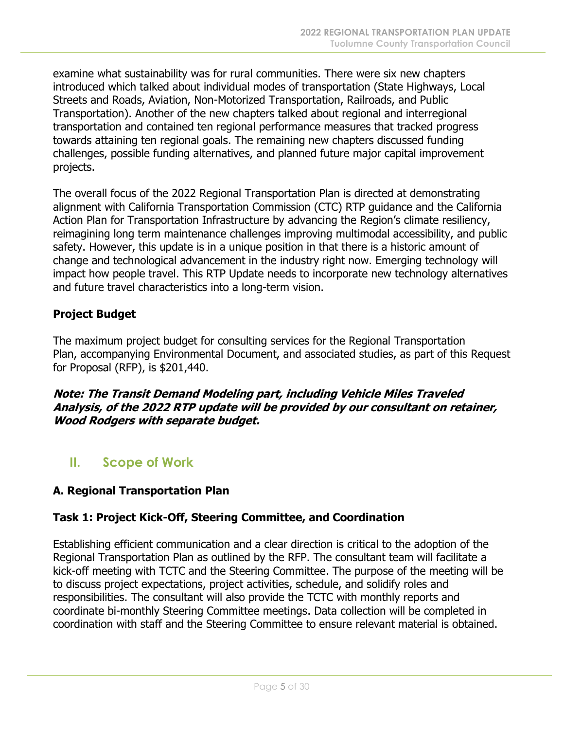examine what sustainability was for rural communities. There were six new chapters introduced which talked about individual modes of transportation (State Highways, Local Streets and Roads, Aviation, Non-Motorized Transportation, Railroads, and Public Transportation). Another of the new chapters talked about regional and interregional transportation and contained ten regional performance measures that tracked progress towards attaining ten regional goals. The remaining new chapters discussed funding challenges, possible funding alternatives, and planned future major capital improvement projects.

The overall focus of the 2022 Regional Transportation Plan is directed at demonstrating alignment with California Transportation Commission (CTC) RTP guidance and the California Action Plan for Transportation Infrastructure by advancing the Region's climate resiliency, reimagining long term maintenance challenges improving multimodal accessibility, and public safety. However, this update is in a unique position in that there is a historic amount of change and technological advancement in the industry right now. Emerging technology will impact how people travel. This RTP Update needs to incorporate new technology alternatives and future travel characteristics into a long-term vision.

**Project Budget**

The maximum project budget for consulting services for the Regional Transportation Plan, accompanying Environmental Document, and associated studies, as part of this Request for Proposal (RFP), is $201,440.

***Note: The Transit Demand Modeling part, including Vehicle Miles Traveled Analysis, of the 2022 RTP update will be provided by our consultant on retainer, Wood Rodgers with separate budget.***

## II. Scope of Work

### A. Regional Transportation Plan

### Task 1: Project Kick-Off, Steering Committee, and Coordination

Establishing efficient communication and a clear direction is critical to the adoption of the Regional Transportation Plan as outlined by the RFP. The consultant team will facilitate a kick-off meeting with TCTC and the Steering Committee. The purpose of the meeting will be to discuss project expectations, project activities, schedule, and solidify roles and responsibilities. The consultant will also provide the TCTC with monthly reports and coordinate bi-monthly Steering Committee meetings. Data collection will be completed in coordination with staff and the Steering Committee to ensure relevant material is obtained.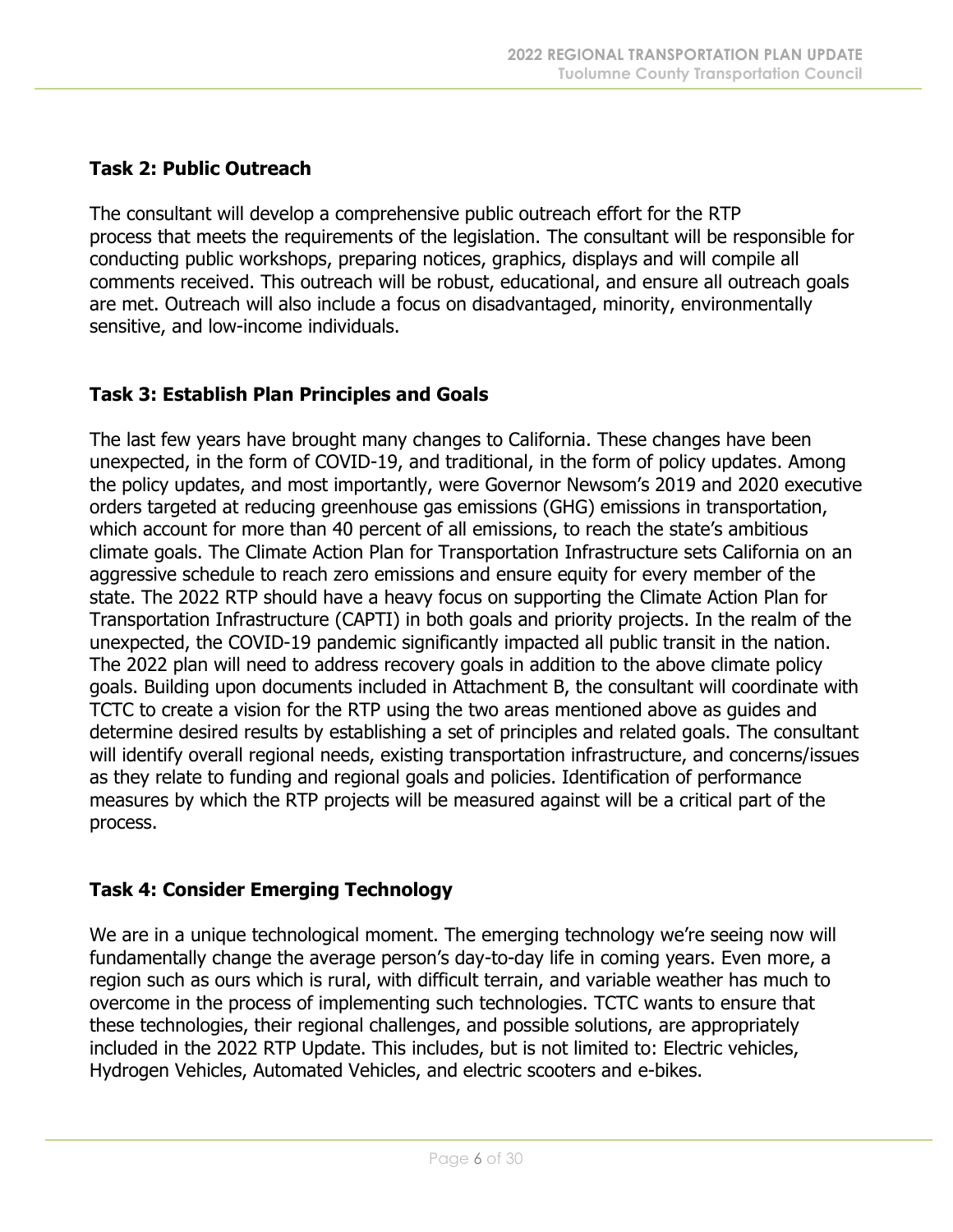### Task 2: Public Outreach

The consultant will develop a comprehensive public outreach effort for the RTP process that meets the requirements of the legislation. The consultant will be responsible for conducting public workshops, preparing notices, graphics, displays and will compile all comments received. This outreach will be robust, educational, and ensure all outreach goals are met. Outreach will also include a focus on disadvantaged, minority, environmentally sensitive, and low-income individuals.

### Task 3: Establish Plan Principles and Goals

The last few years have brought many changes to California. These changes have been unexpected, in the form of COVID-19, and traditional, in the form of policy updates. Among the policy updates, and most importantly, were Governor Newsom's 2019 and 2020 executive orders targeted at reducing greenhouse gas emissions (GHG) emissions in transportation, which account for more than 40 percent of all emissions, to reach the state's ambitious climate goals. The Climate Action Plan for Transportation Infrastructure sets California on an aggressive schedule to reach zero emissions and ensure equity for every member of the state. The 2022 RTP should have a heavy focus on supporting the Climate Action Plan for Transportation Infrastructure (CAPTI) in both goals and priority projects. In the realm of the unexpected, the COVID-19 pandemic significantly impacted all public transit in the nation. The 2022 plan will need to address recovery goals in addition to the above climate policy goals. Building upon documents included in Attachment B, the consultant will coordinate with TCTC to create a vision for the RTP using the two areas mentioned above as guides and determine desired results by establishing a set of principles and related goals. The consultant will identify overall regional needs, existing transportation infrastructure, and concerns/issues as they relate to funding and regional goals and policies. Identification of performance measures by which the RTP projects will be measured against will be a critical part of the process.

### Task 4: Consider Emerging Technology

We are in a unique technological moment. The emerging technology we're seeing now will fundamentally change the average person's day-to-day life in coming years. Even more, a region such as ours which is rural, with difficult terrain, and variable weather has much to overcome in the process of implementing such technologies. TCTC wants to ensure that these technologies, their regional challenges, and possible solutions, are appropriately included in the 2022 RTP Update. This includes, but is not limited to: Electric vehicles, Hydrogen Vehicles, Automated Vehicles, and electric scooters and e-bikes.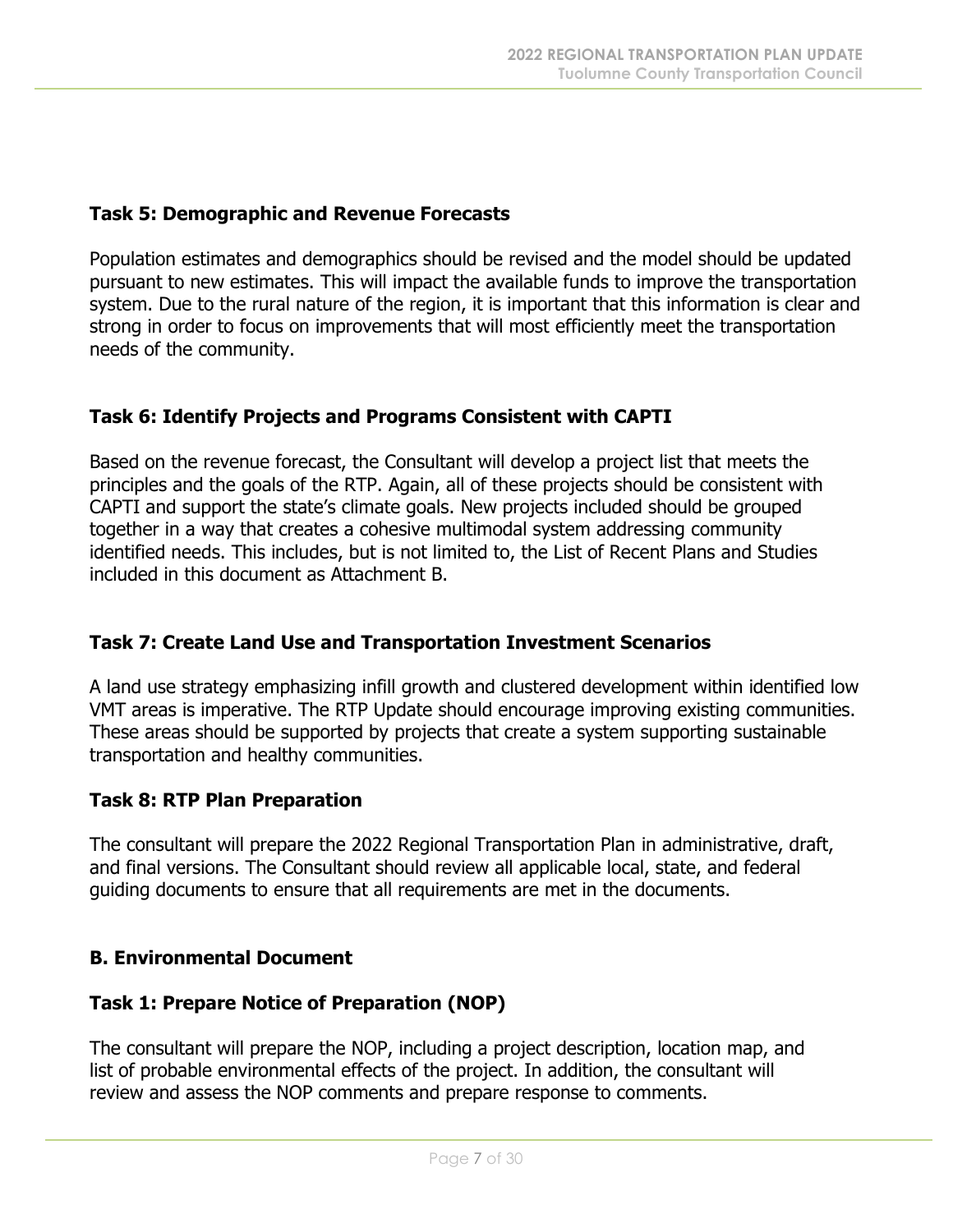### Task 5: Demographic and Revenue Forecasts

Population estimates and demographics should be revised and the model should be updated pursuant to new estimates. This will impact the available funds to improve the transportation system. Due to the rural nature of the region, it is important that this information is clear and strong in order to focus on improvements that will most efficiently meet the transportation needs of the community.

### Task 6: Identify Projects and Programs Consistent with CAPTI

Based on the revenue forecast, the Consultant will develop a project list that meets the principles and the goals of the RTP. Again, all of these projects should be consistent with CAPTI and support the state's climate goals. New projects included should be grouped together in a way that creates a cohesive multimodal system addressing community identified needs. This includes, but is not limited to, the List of Recent Plans and Studies included in this document as Attachment B.

### Task 7: Create Land Use and Transportation Investment Scenarios

A land use strategy emphasizing infill growth and clustered development within identified low VMT areas is imperative. The RTP Update should encourage improving existing communities. These areas should be supported by projects that create a system supporting sustainable transportation and healthy communities.

### Task 8: RTP Plan Preparation

The consultant will prepare the 2022 Regional Transportation Plan in administrative, draft, and final versions. The Consultant should review all applicable local, state, and federal guiding documents to ensure that all requirements are met in the documents.

## B. Environmental Document

### Task 1: Prepare Notice of Preparation (NOP)

The consultant will prepare the NOP, including a project description, location map, and list of probable environmental effects of the project. In addition, the consultant will review and assess the NOP comments and prepare response to comments.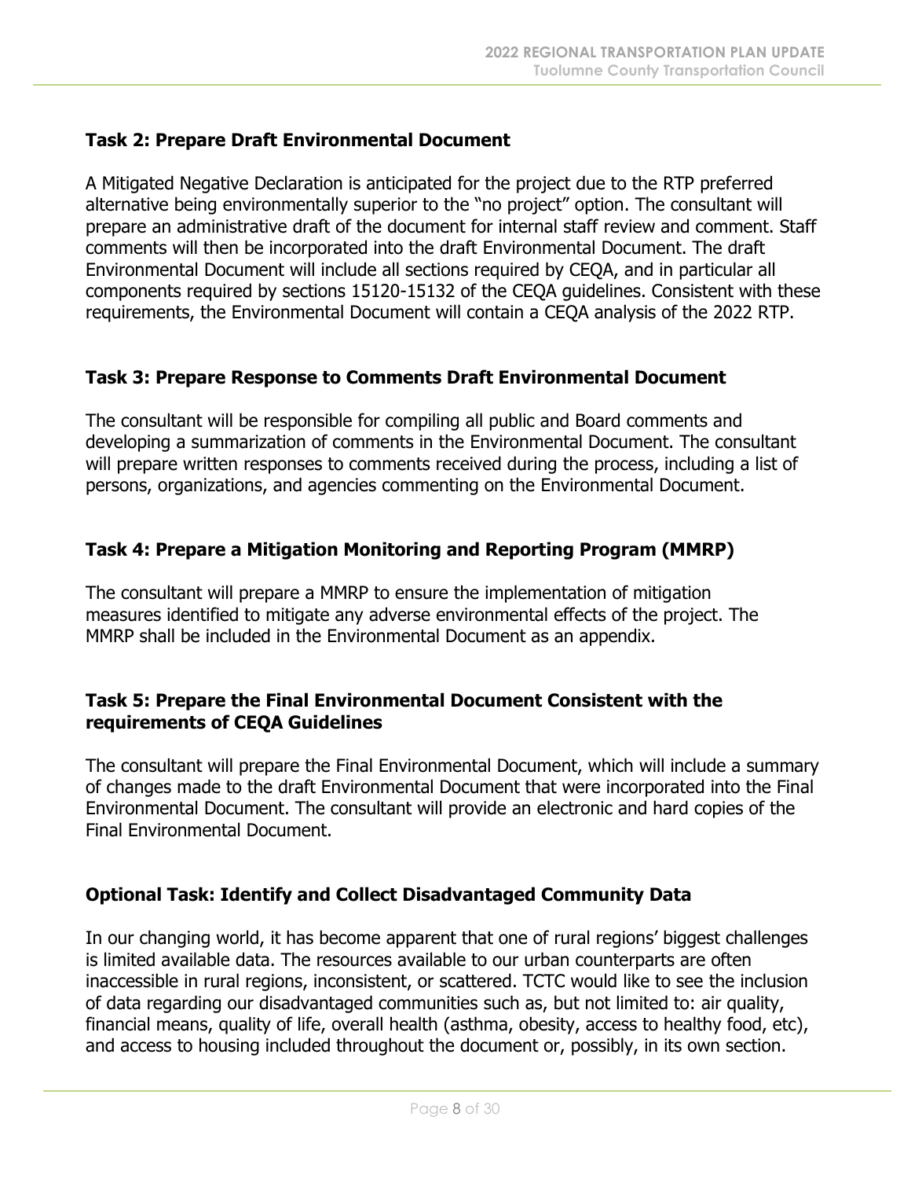### Task 2: Prepare Draft Environmental Document

A Mitigated Negative Declaration is anticipated for the project due to the RTP preferred alternative being environmentally superior to the "no project" option. The consultant will prepare an administrative draft of the document for internal staff review and comment. Staff comments will then be incorporated into the draft Environmental Document. The draft Environmental Document will include all sections required by CEQA, and in particular all components required by sections 15120-15132 of the CEQA guidelines. Consistent with these requirements, the Environmental Document will contain a CEQA analysis of the 2022 RTP.

### Task 3: Prepare Response to Comments Draft Environmental Document

The consultant will be responsible for compiling all public and Board comments and developing a summarization of comments in the Environmental Document. The consultant will prepare written responses to comments received during the process, including a list of persons, organizations, and agencies commenting on the Environmental Document.

### Task 4: Prepare a Mitigation Monitoring and Reporting Program (MMRP)

The consultant will prepare a MMRP to ensure the implementation of mitigation measures identified to mitigate any adverse environmental effects of the project. The MMRP shall be included in the Environmental Document as an appendix.

### Task 5: Prepare the Final Environmental Document Consistent with the requirements of CEQA Guidelines

The consultant will prepare the Final Environmental Document, which will include a summary of changes made to the draft Environmental Document that were incorporated into the Final Environmental Document. The consultant will provide an electronic and hard copies of the Final Environmental Document.

### Optional Task: Identify and Collect Disadvantaged Community Data

In our changing world, it has become apparent that one of rural regions' biggest challenges is limited available data. The resources available to our urban counterparts are often inaccessible in rural regions, inconsistent, or scattered. TCTC would like to see the inclusion of data regarding our disadvantaged communities such as, but not limited to: air quality, financial means, quality of life, overall health (asthma, obesity, access to healthy food, etc), and access to housing included throughout the document or, possibly, in its own section.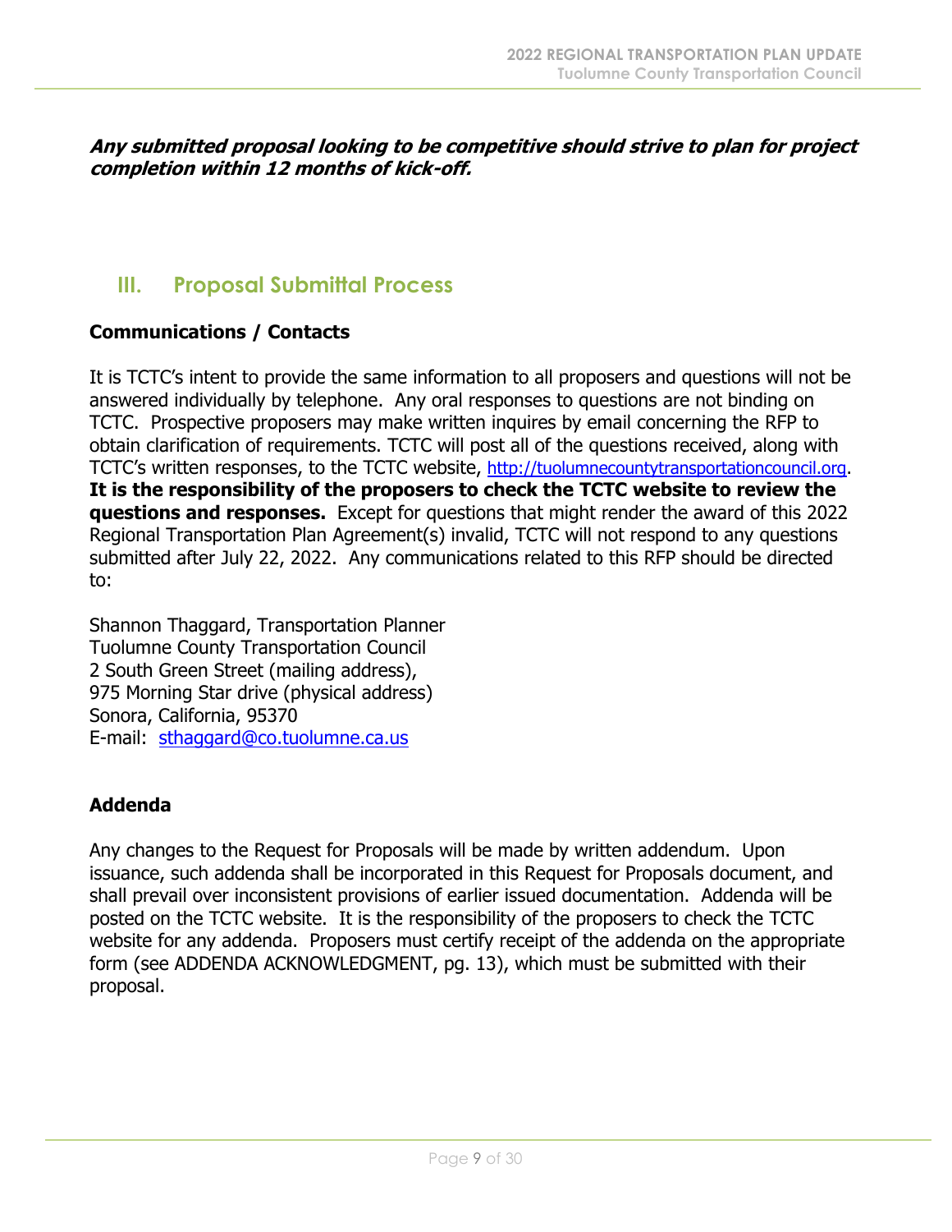***Any submitted proposal looking to be competitive should strive to plan for project completion within 12 months of kick-off.***

## III. Proposal Submittal Process

### Communications / Contacts

It is TCTC's intent to provide the same information to all proposers and questions will not be answered individually by telephone. Any oral responses to questions are not binding on TCTC. Prospective proposers may make written inquires by email concerning the RFP to obtain clarification of requirements. TCTC will post all of the questions received, along with TCTC's written responses, to the TCTC website, http://tuolumnecountytransportationcouncil.org. **It is the responsibility of the proposers to check the TCTC website to review the questions and responses.** Except for questions that might render the award of this 2022 Regional Transportation Plan Agreement(s) invalid, TCTC will not respond to any questions submitted after July 22, 2022. Any communications related to this RFP should be directed to:

Shannon Thaggard, Transportation Planner
Tuolumne County Transportation Council
2 South Green Street (mailing address),
975 Morning Star drive (physical address)
Sonora, California, 95370
E-mail: sthaggard@co.tuolumne.ca.us

### Addenda

Any changes to the Request for Proposals will be made by written addendum. Upon issuance, such addenda shall be incorporated in this Request for Proposals document, and shall prevail over inconsistent provisions of earlier issued documentation. Addenda will be posted on the TCTC website. It is the responsibility of the proposers to check the TCTC website for any addenda. Proposers must certify receipt of the addenda on the appropriate form (see ADDENDA ACKNOWLEDGMENT, pg. 13), which must be submitted with their proposal.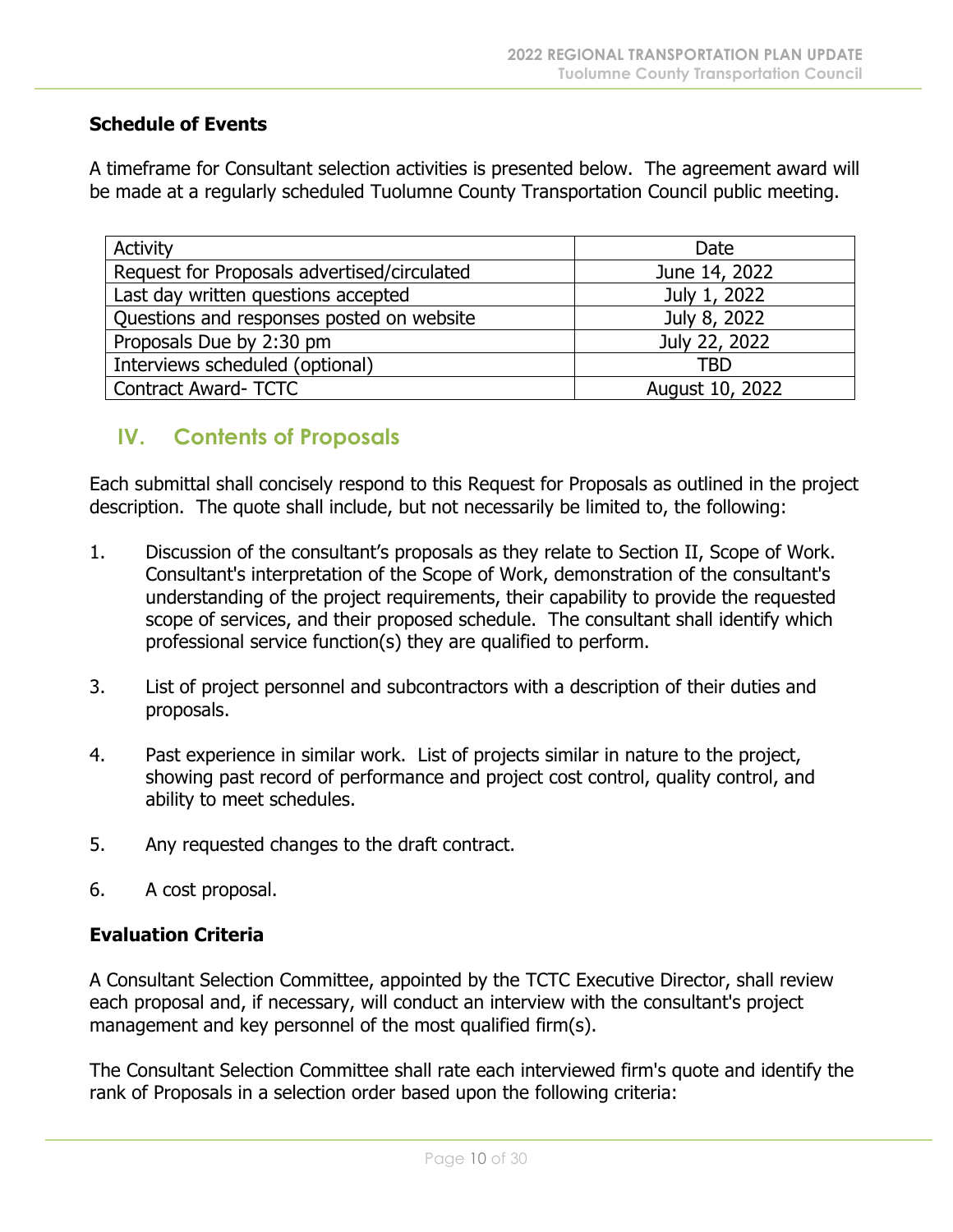**Schedule of Events**

A timeframe for Consultant selection activities is presented below. The agreement award will be made at a regularly scheduled Tuolumne County Transportation Council public meeting.

| Activity | Date |
|---|---|
| Request for Proposals advertised/circulated | June 14, 2022 |
| Last day written questions accepted | July 1, 2022 |
| Questions and responses posted on website | July 8, 2022 |
| Proposals Due by 2:30 pm | July 22, 2022 |
| Interviews scheduled (optional) | TBD |
| Contract Award- TCTC | August 10, 2022 |

## IV. Contents of Proposals

Each submittal shall concisely respond to this Request for Proposals as outlined in the project description. The quote shall include, but not necessarily be limited to, the following:

1. Discussion of the consultant's proposals as they relate to Section II, Scope of Work. Consultant's interpretation of the Scope of Work, demonstration of the consultant's understanding of the project requirements, their capability to provide the requested scope of services, and their proposed schedule. The consultant shall identify which professional service function(s) they are qualified to perform.

3. List of project personnel and subcontractors with a description of their duties and proposals.

4. Past experience in similar work. List of projects similar in nature to the project, showing past record of performance and project cost control, quality control, and ability to meet schedules.

5. Any requested changes to the draft contract.

6. A cost proposal.

**Evaluation Criteria**

A Consultant Selection Committee, appointed by the TCTC Executive Director, shall review each proposal and, if necessary, will conduct an interview with the consultant's project management and key personnel of the most qualified firm(s).

The Consultant Selection Committee shall rate each interviewed firm's quote and identify the rank of Proposals in a selection order based upon the following criteria: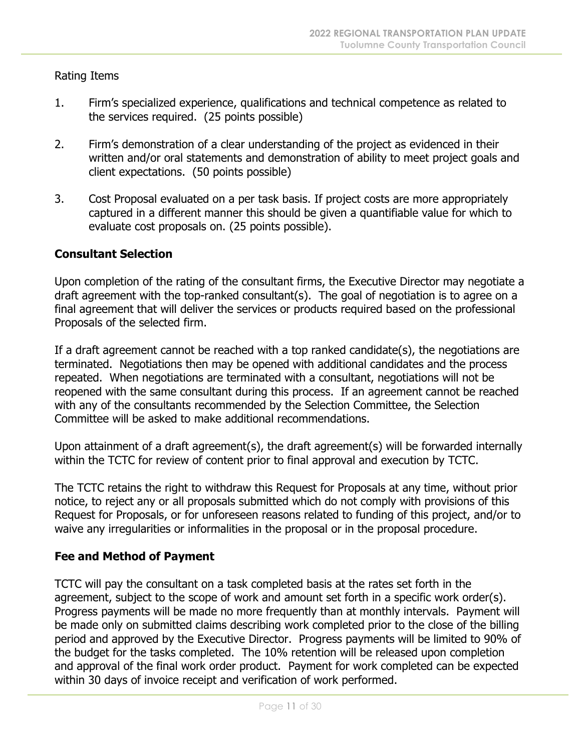Rating Items

1. Firm's specialized experience, qualifications and technical competence as related to the services required. (25 points possible)

2. Firm's demonstration of a clear understanding of the project as evidenced in their written and/or oral statements and demonstration of ability to meet project goals and client expectations. (50 points possible)

3. Cost Proposal evaluated on a per task basis. If project costs are more appropriately captured in a different manner this should be given a quantifiable value for which to evaluate cost proposals on. (25 points possible).

**Consultant Selection**

Upon completion of the rating of the consultant firms, the Executive Director may negotiate a draft agreement with the top-ranked consultant(s). The goal of negotiation is to agree on a final agreement that will deliver the services or products required based on the professional Proposals of the selected firm.

If a draft agreement cannot be reached with a top ranked candidate(s), the negotiations are terminated. Negotiations then may be opened with additional candidates and the process repeated. When negotiations are terminated with a consultant, negotiations will not be reopened with the same consultant during this process. If an agreement cannot be reached with any of the consultants recommended by the Selection Committee, the Selection Committee will be asked to make additional recommendations.

Upon attainment of a draft agreement(s), the draft agreement(s) will be forwarded internally within the TCTC for review of content prior to final approval and execution by TCTC.

The TCTC retains the right to withdraw this Request for Proposals at any time, without prior notice, to reject any or all proposals submitted which do not comply with provisions of this Request for Proposals, or for unforeseen reasons related to funding of this project, and/or to waive any irregularities or informalities in the proposal or in the proposal procedure.

**Fee and Method of Payment**

TCTC will pay the consultant on a task completed basis at the rates set forth in the agreement, subject to the scope of work and amount set forth in a specific work order(s). Progress payments will be made no more frequently than at monthly intervals. Payment will be made only on submitted claims describing work completed prior to the close of the billing period and approved by the Executive Director. Progress payments will be limited to 90% of the budget for the tasks completed. The 10% retention will be released upon completion and approval of the final work order product. Payment for work completed can be expected within 30 days of invoice receipt and verification of work performed.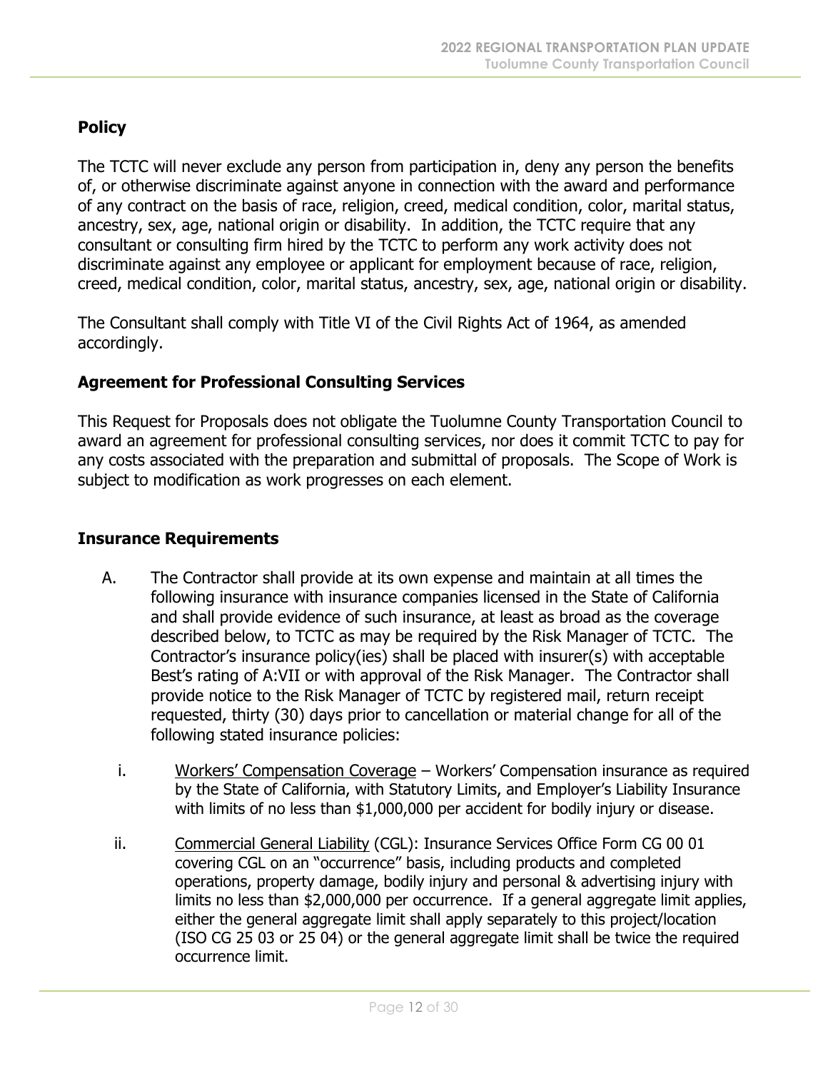## Policy

The TCTC will never exclude any person from participation in, deny any person the benefits of, or otherwise discriminate against anyone in connection with the award and performance of any contract on the basis of race, religion, creed, medical condition, color, marital status, ancestry, sex, age, national origin or disability. In addition, the TCTC require that any consultant or consulting firm hired by the TCTC to perform any work activity does not discriminate against any employee or applicant for employment because of race, religion, creed, medical condition, color, marital status, ancestry, sex, age, national origin or disability.

The Consultant shall comply with Title VI of the Civil Rights Act of 1964, as amended accordingly.

## Agreement for Professional Consulting Services

This Request for Proposals does not obligate the Tuolumne County Transportation Council to award an agreement for professional consulting services, nor does it commit TCTC to pay for any costs associated with the preparation and submittal of proposals. The Scope of Work is subject to modification as work progresses on each element.

## Insurance Requirements

A. The Contractor shall provide at its own expense and maintain at all times the following insurance with insurance companies licensed in the State of California and shall provide evidence of such insurance, at least as broad as the coverage described below, to TCTC as may be required by the Risk Manager of TCTC. The Contractor's insurance policy(ies) shall be placed with insurer(s) with acceptable Best's rating of A:VII or with approval of the Risk Manager. The Contractor shall provide notice to the Risk Manager of TCTC by registered mail, return receipt requested, thirty (30) days prior to cancellation or material change for all of the following stated insurance policies:

   i. Workers' Compensation Coverage – Workers' Compensation insurance as required by the State of California, with Statutory Limits, and Employer's Liability Insurance with limits of no less than $1,000,000 per accident for bodily injury or disease.

   ii. Commercial General Liability (CGL): Insurance Services Office Form CG 00 01 covering CGL on an "occurrence" basis, including products and completed operations, property damage, bodily injury and personal & advertising injury with limits no less than $2,000,000 per occurrence. If a general aggregate limit applies, either the general aggregate limit shall apply separately to this project/location (ISO CG 25 03 or 25 04) or the general aggregate limit shall be twice the required occurrence limit.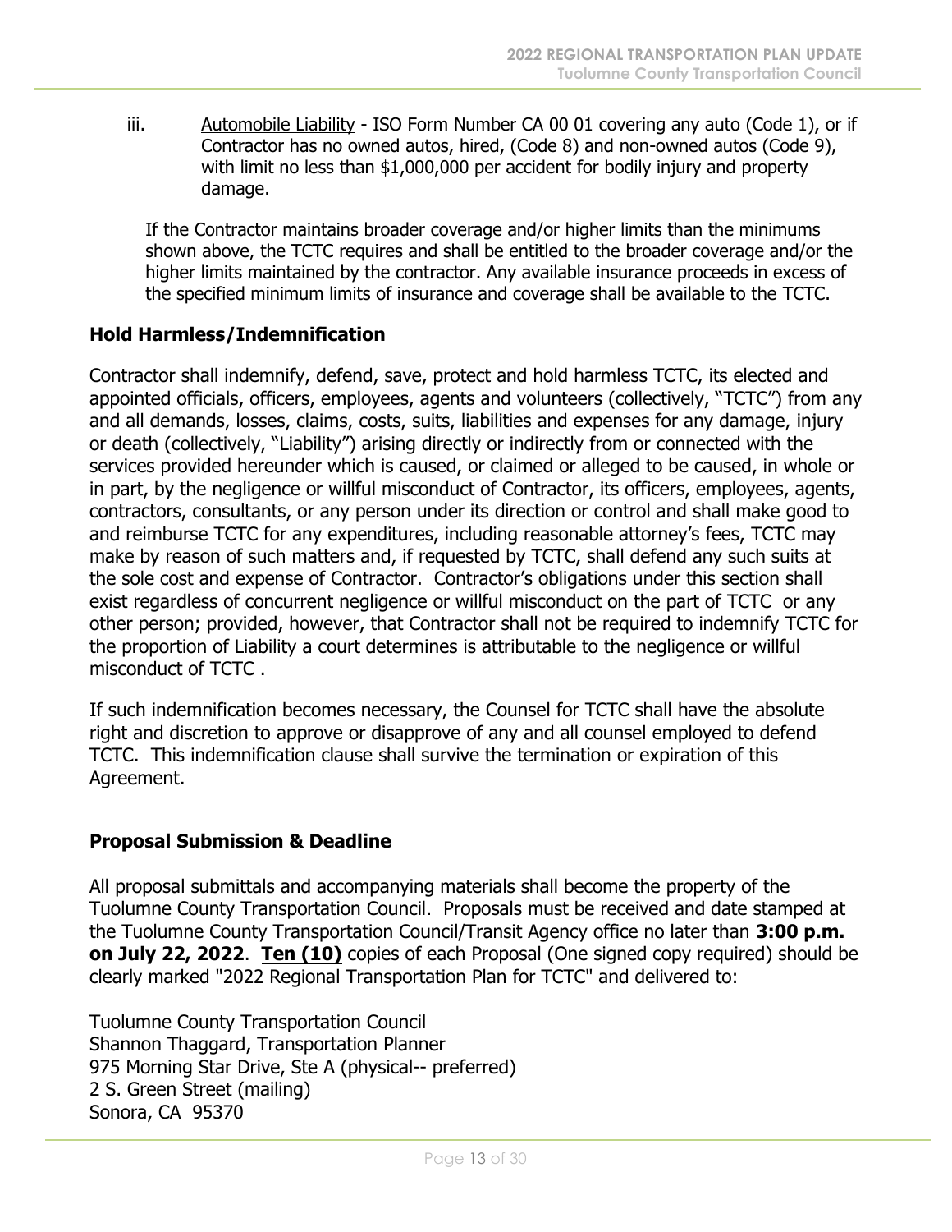iii. <u>Automobile Liability</u> - ISO Form Number CA 00 01 covering any auto (Code 1), or if Contractor has no owned autos, hired, (Code 8) and non-owned autos (Code 9), with limit no less than $1,000,000 per accident for bodily injury and property damage.

If the Contractor maintains broader coverage and/or higher limits than the minimums shown above, the TCTC requires and shall be entitled to the broader coverage and/or the higher limits maintained by the contractor. Any available insurance proceeds in excess of the specified minimum limits of insurance and coverage shall be available to the TCTC.

## Hold Harmless/Indemnification

Contractor shall indemnify, defend, save, protect and hold harmless TCTC, its elected and appointed officials, officers, employees, agents and volunteers (collectively, "TCTC") from any and all demands, losses, claims, costs, suits, liabilities and expenses for any damage, injury or death (collectively, "Liability") arising directly or indirectly from or connected with the services provided hereunder which is caused, or claimed or alleged to be caused, in whole or in part, by the negligence or willful misconduct of Contractor, its officers, employees, agents, contractors, consultants, or any person under its direction or control and shall make good to and reimburse TCTC for any expenditures, including reasonable attorney's fees, TCTC may make by reason of such matters and, if requested by TCTC, shall defend any such suits at the sole cost and expense of Contractor. Contractor's obligations under this section shall exist regardless of concurrent negligence or willful misconduct on the part of TCTC or any other person; provided, however, that Contractor shall not be required to indemnify TCTC for the proportion of Liability a court determines is attributable to the negligence or willful misconduct of TCTC .

If such indemnification becomes necessary, the Counsel for TCTC shall have the absolute right and discretion to approve or disapprove of any and all counsel employed to defend TCTC. This indemnification clause shall survive the termination or expiration of this Agreement.

## Proposal Submission & Deadline

All proposal submittals and accompanying materials shall become the property of the Tuolumne County Transportation Council. Proposals must be received and date stamped at the Tuolumne County Transportation Council/Transit Agency office no later than **3:00 p.m. on July 22, 2022**. **<u>Ten (10)</u>** copies of each Proposal (One signed copy required) should be clearly marked "2022 Regional Transportation Plan for TCTC" and delivered to:

Tuolumne County Transportation Council  
Shannon Thaggard, Transportation Planner  
975 Morning Star Drive, Ste A (physical-- preferred)  
2 S. Green Street (mailing)  
Sonora, CA 95370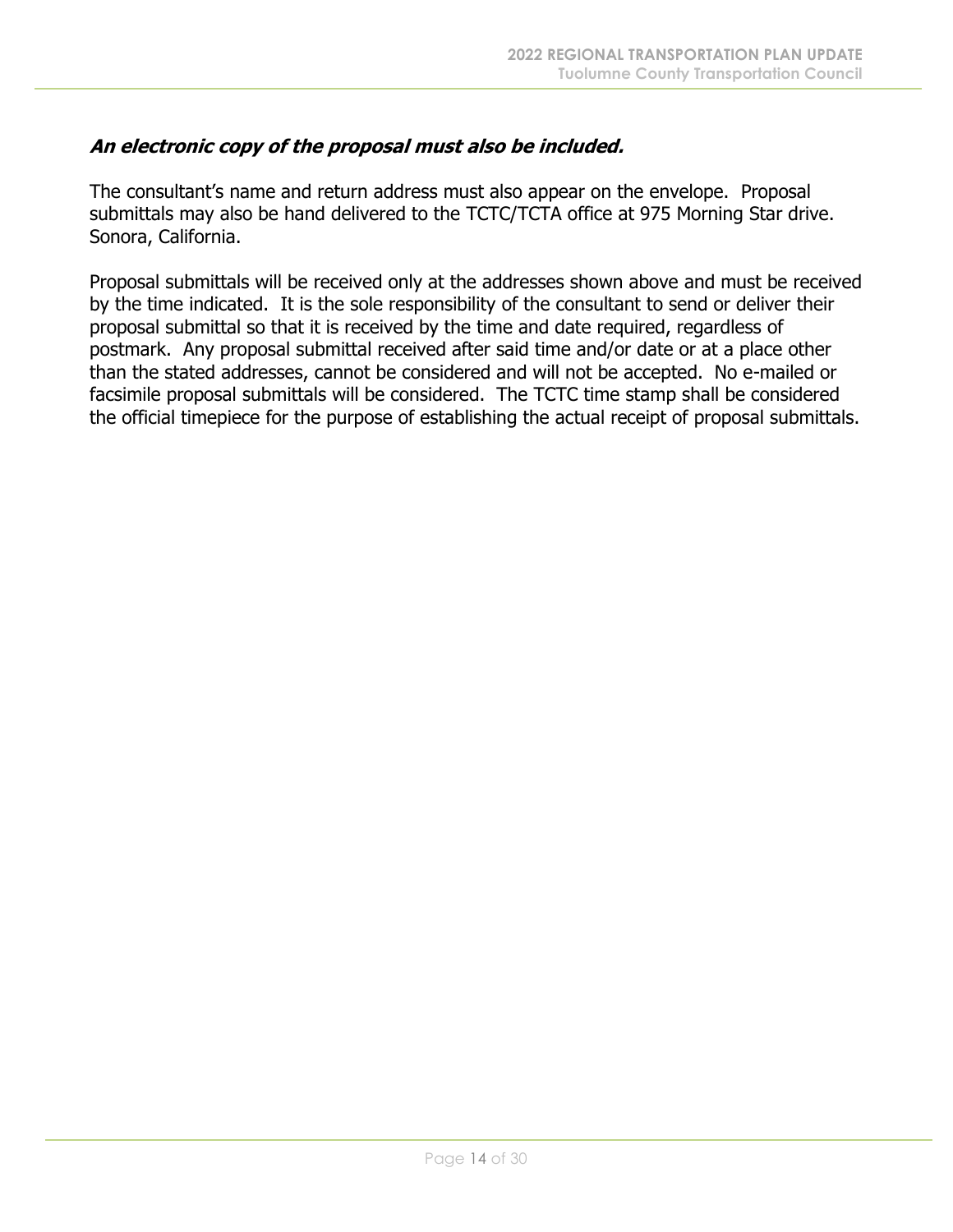***An electronic copy of the proposal must also be included.***

The consultant's name and return address must also appear on the envelope. Proposal submittals may also be hand delivered to the TCTC/TCTA office at 975 Morning Star drive. Sonora, California.

Proposal submittals will be received only at the addresses shown above and must be received by the time indicated. It is the sole responsibility of the consultant to send or deliver their proposal submittal so that it is received by the time and date required, regardless of postmark. Any proposal submittal received after said time and/or date or at a place other than the stated addresses, cannot be considered and will not be accepted. No e-mailed or facsimile proposal submittals will be considered. The TCTC time stamp shall be considered the official timepiece for the purpose of establishing the actual receipt of proposal submittals.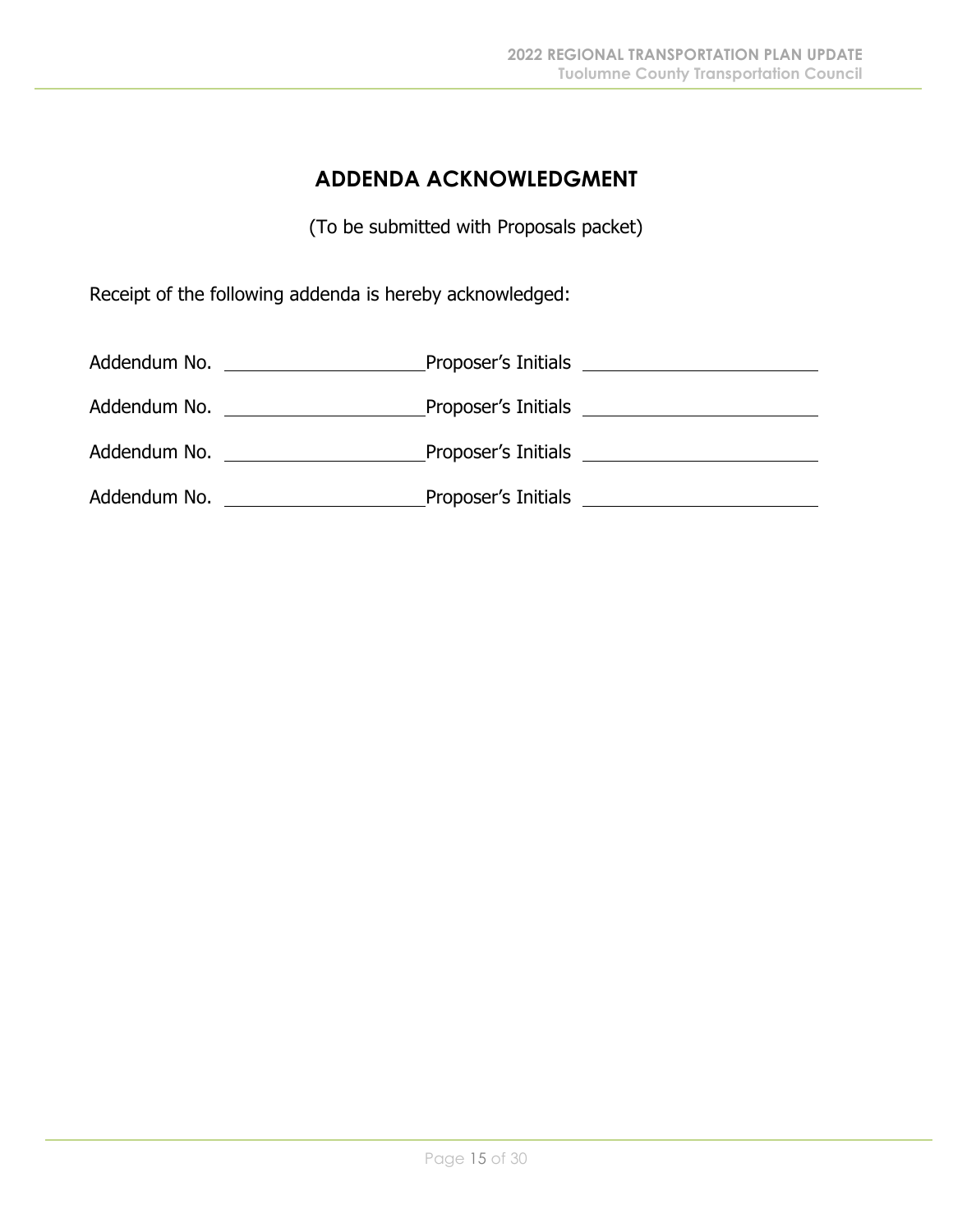## ADDENDA ACKNOWLEDGMENT

(To be submitted with Proposals packet)

Receipt of the following addenda is hereby acknowledged:

Addendum No. ____________________ Proposer's Initials ____________________

Addendum No. ____________________ Proposer's Initials ____________________

Addendum No. ____________________ Proposer's Initials ____________________

Addendum No. ____________________ Proposer's Initials ____________________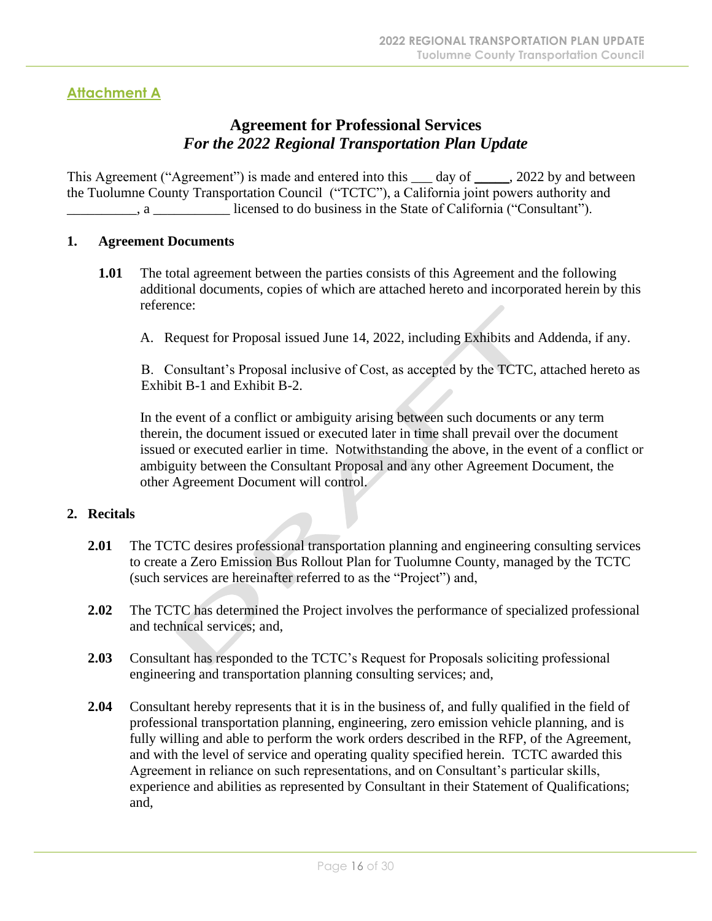## Attachment A

### Agreement for Professional Services
### *For the 2022 Regional Transportation Plan Update*

This Agreement ("Agreement") is made and entered into this ___ day of _____, 2022 by and between the Tuolumne County Transportation Council ("TCTC"), a California joint powers authority and __________, a ___________ licensed to do business in the State of California ("Consultant").

**1. Agreement Documents**

**1.01** The total agreement between the parties consists of this Agreement and the following additional documents, copies of which are attached hereto and incorporated herein by this reference:

A. Request for Proposal issued June 14, 2022, including Exhibits and Addenda, if any.

B. Consultant's Proposal inclusive of Cost, as accepted by the TCTC, attached hereto as Exhibit B-1 and Exhibit B-2.

In the event of a conflict or ambiguity arising between such documents or any term therein, the document issued or executed later in time shall prevail over the document issued or executed earlier in time. Notwithstanding the above, in the event of a conflict or ambiguity between the Consultant Proposal and any other Agreement Document, the other Agreement Document will control.

**2. Recitals**

**2.01** The TCTC desires professional transportation planning and engineering consulting services to create a Zero Emission Bus Rollout Plan for Tuolumne County, managed by the TCTC (such services are hereinafter referred to as the "Project") and,

**2.02** The TCTC has determined the Project involves the performance of specialized professional and technical services; and,

**2.03** Consultant has responded to the TCTC's Request for Proposals soliciting professional engineering and transportation planning consulting services; and,

**2.04** Consultant hereby represents that it is in the business of, and fully qualified in the field of professional transportation planning, engineering, zero emission vehicle planning, and is fully willing and able to perform the work orders described in the RFP, of the Agreement, and with the level of service and operating quality specified herein. TCTC awarded this Agreement in reliance on such representations, and on Consultant's particular skills, experience and abilities as represented by Consultant in their Statement of Qualifications; and,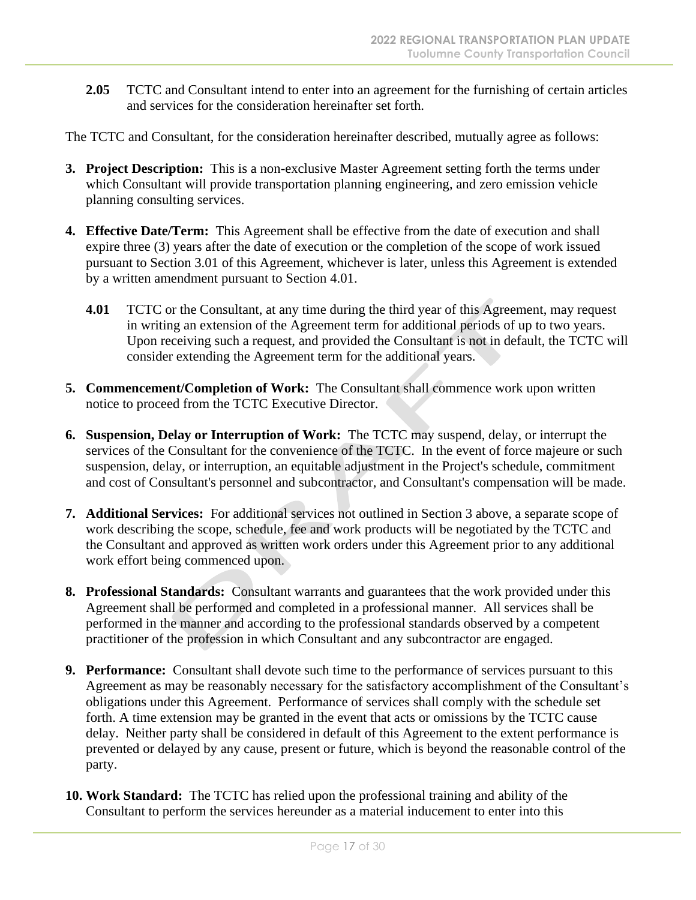**2.05** TCTC and Consultant intend to enter into an agreement for the furnishing of certain articles and services for the consideration hereinafter set forth.

The TCTC and Consultant, for the consideration hereinafter described, mutually agree as follows:

3. **Project Description:** This is a non-exclusive Master Agreement setting forth the terms under which Consultant will provide transportation planning engineering, and zero emission vehicle planning consulting services.

4. **Effective Date/Term:** This Agreement shall be effective from the date of execution and shall expire three (3) years after the date of execution or the completion of the scope of work issued pursuant to Section 3.01 of this Agreement, whichever is later, unless this Agreement is extended by a written amendment pursuant to Section 4.01.

   **4.01** TCTC or the Consultant, at any time during the third year of this Agreement, may request in writing an extension of the Agreement term for additional periods of up to two years. Upon receiving such a request, and provided the Consultant is not in default, the TCTC will consider extending the Agreement term for the additional years.

5. **Commencement/Completion of Work:** The Consultant shall commence work upon written notice to proceed from the TCTC Executive Director.

6. **Suspension, Delay or Interruption of Work:** The TCTC may suspend, delay, or interrupt the services of the Consultant for the convenience of the TCTC. In the event of force majeure or such suspension, delay, or interruption, an equitable adjustment in the Project's schedule, commitment and cost of Consultant's personnel and subcontractor, and Consultant's compensation will be made.

7. **Additional Services:** For additional services not outlined in Section 3 above, a separate scope of work describing the scope, schedule, fee and work products will be negotiated by the TCTC and the Consultant and approved as written work orders under this Agreement prior to any additional work effort being commenced upon.

8. **Professional Standards:** Consultant warrants and guarantees that the work provided under this Agreement shall be performed and completed in a professional manner. All services shall be performed in the manner and according to the professional standards observed by a competent practitioner of the profession in which Consultant and any subcontractor are engaged.

9. **Performance:** Consultant shall devote such time to the performance of services pursuant to this Agreement as may be reasonably necessary for the satisfactory accomplishment of the Consultant's obligations under this Agreement. Performance of services shall comply with the schedule set forth. A time extension may be granted in the event that acts or omissions by the TCTC cause delay. Neither party shall be considered in default of this Agreement to the extent performance is prevented or delayed by any cause, present or future, which is beyond the reasonable control of the party.

10. **Work Standard:** The TCTC has relied upon the professional training and ability of the Consultant to perform the services hereunder as a material inducement to enter into this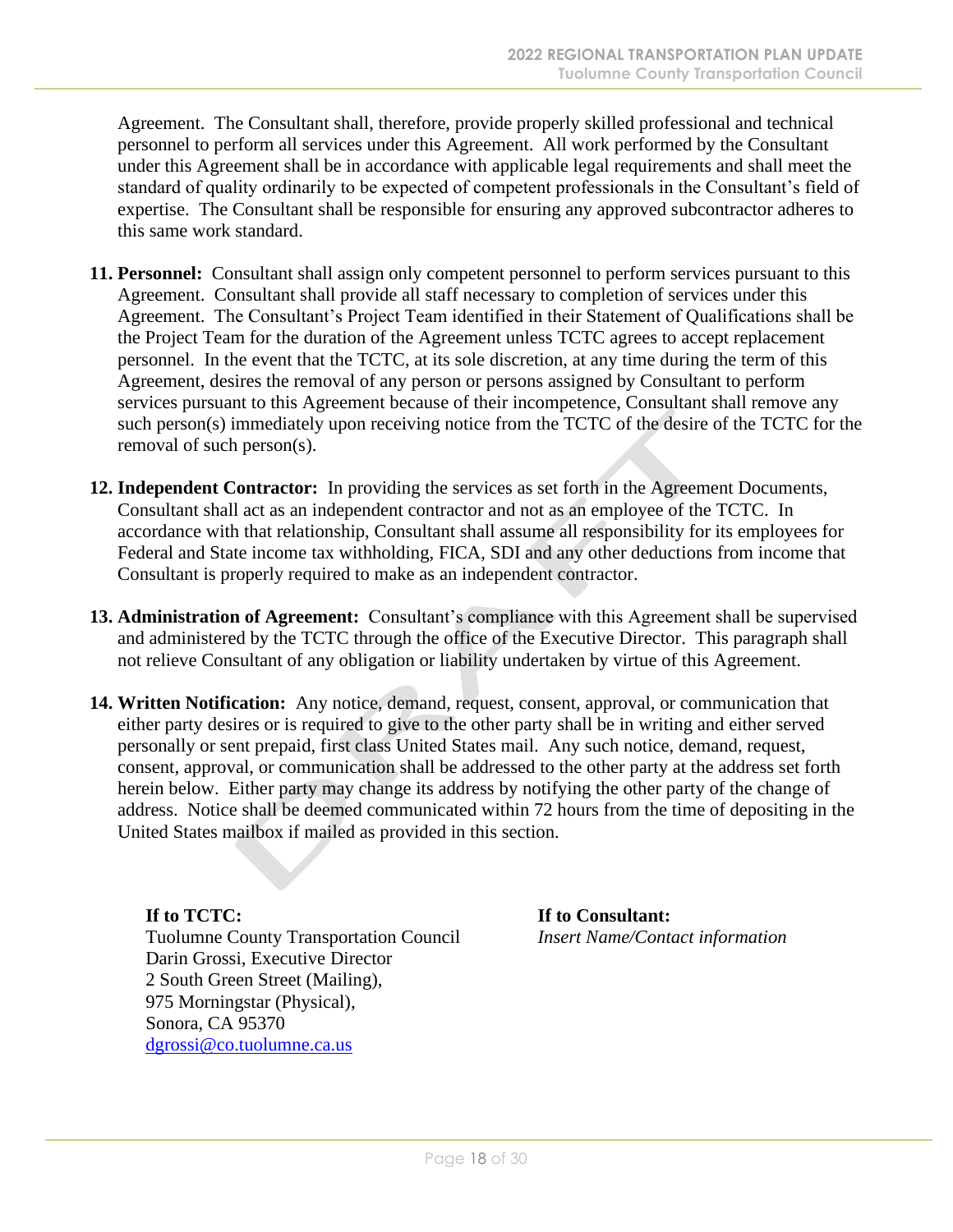Agreement. The Consultant shall, therefore, provide properly skilled professional and technical personnel to perform all services under this Agreement. All work performed by the Consultant under this Agreement shall be in accordance with applicable legal requirements and shall meet the standard of quality ordinarily to be expected of competent professionals in the Consultant's field of expertise. The Consultant shall be responsible for ensuring any approved subcontractor adheres to this same work standard.

11. **Personnel:** Consultant shall assign only competent personnel to perform services pursuant to this Agreement. Consultant shall provide all staff necessary to completion of services under this Agreement. The Consultant's Project Team identified in their Statement of Qualifications shall be the Project Team for the duration of the Agreement unless TCTC agrees to accept replacement personnel. In the event that the TCTC, at its sole discretion, at any time during the term of this Agreement, desires the removal of any person or persons assigned by Consultant to perform services pursuant to this Agreement because of their incompetence, Consultant shall remove any such person(s) immediately upon receiving notice from the TCTC of the desire of the TCTC for the removal of such person(s).

12. **Independent Contractor:** In providing the services as set forth in the Agreement Documents, Consultant shall act as an independent contractor and not as an employee of the TCTC. In accordance with that relationship, Consultant shall assume all responsibility for its employees for Federal and State income tax withholding, FICA, SDI and any other deductions from income that Consultant is properly required to make as an independent contractor.

13. **Administration of Agreement:** Consultant's compliance with this Agreement shall be supervised and administered by the TCTC through the office of the Executive Director. This paragraph shall not relieve Consultant of any obligation or liability undertaken by virtue of this Agreement.

14. **Written Notification:** Any notice, demand, request, consent, approval, or communication that either party desires or is required to give to the other party shall be in writing and either served personally or sent prepaid, first class United States mail. Any such notice, demand, request, consent, approval, or communication shall be addressed to the other party at the address set forth herein below. Either party may change its address by notifying the other party of the change of address. Notice shall be deemed communicated within 72 hours from the time of depositing in the United States mailbox if mailed as provided in this section.

**If to TCTC:**
Tuolumne County Transportation Council
Darin Grossi, Executive Director
2 South Green Street (Mailing),
975 Morningstar (Physical),
Sonora, CA 95370
dgrossi@co.tuolumne.ca.us

**If to Consultant:**
*Insert Name/Contact information*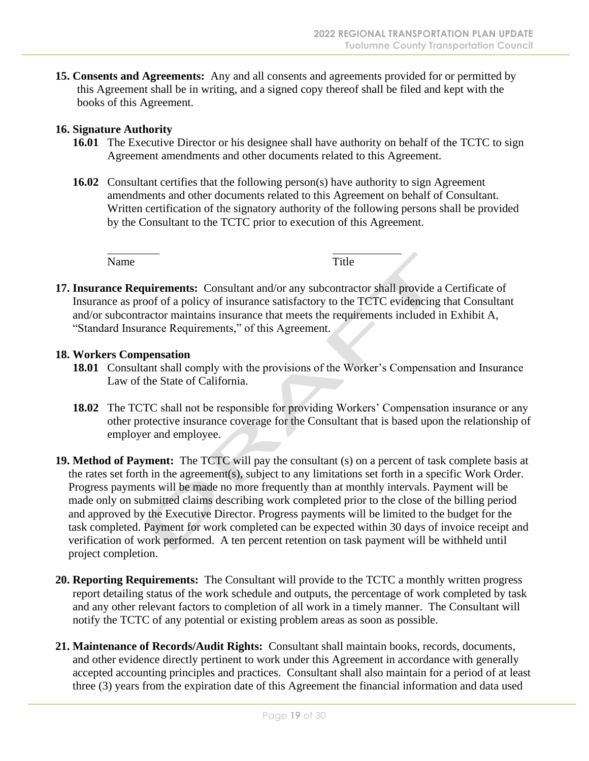**15. Consents and Agreements:** Any and all consents and agreements provided for or permitted by this Agreement shall be in writing, and a signed copy thereof shall be filed and kept with the books of this Agreement.

**16. Signature Authority**

**16.01** The Executive Director or his designee shall have authority on behalf of the TCTC to sign Agreement amendments and other documents related to this Agreement.

**16.02** Consultant certifies that the following person(s) have authority to sign Agreement amendments and other documents related to this Agreement on behalf of Consultant. Written certification of the signatory authority of the following persons shall be provided by the Consultant to the TCTC prior to execution of this Agreement.

\_\_\_\_\_\_\_\_\_ Name &nbsp;&nbsp;&nbsp;&nbsp;&nbsp;&nbsp;&nbsp;&nbsp; \_\_\_\_\_\_\_\_\_\_\_ Title

**17. Insurance Requirements:** Consultant and/or any subcontractor shall provide a Certificate of Insurance as proof of a policy of insurance satisfactory to the TCTC evidencing that Consultant and/or subcontractor maintains insurance that meets the requirements included in Exhibit A, "Standard Insurance Requirements," of this Agreement.

**18. Workers Compensation**

**18.01** Consultant shall comply with the provisions of the Worker's Compensation and Insurance Law of the State of California.

**18.02** The TCTC shall not be responsible for providing Workers' Compensation insurance or any other protective insurance coverage for the Consultant that is based upon the relationship of employer and employee.

**19. Method of Payment:** The TCTC will pay the consultant (s) on a percent of task complete basis at the rates set forth in the agreement(s), subject to any limitations set forth in a specific Work Order. Progress payments will be made no more frequently than at monthly intervals. Payment will be made only on submitted claims describing work completed prior to the close of the billing period and approved by the Executive Director. Progress payments will be limited to the budget for the task completed. Payment for work completed can be expected within 30 days of invoice receipt and verification of work performed. A ten percent retention on task payment will be withheld until project completion.

**20. Reporting Requirements:** The Consultant will provide to the TCTC a monthly written progress report detailing status of the work schedule and outputs, the percentage of work completed by task and any other relevant factors to completion of all work in a timely manner. The Consultant will notify the TCTC of any potential or existing problem areas as soon as possible.

**21. Maintenance of Records/Audit Rights:** Consultant shall maintain books, records, documents, and other evidence directly pertinent to work under this Agreement in accordance with generally accepted accounting principles and practices. Consultant shall also maintain for a period of at least three (3) years from the expiration date of this Agreement the financial information and data used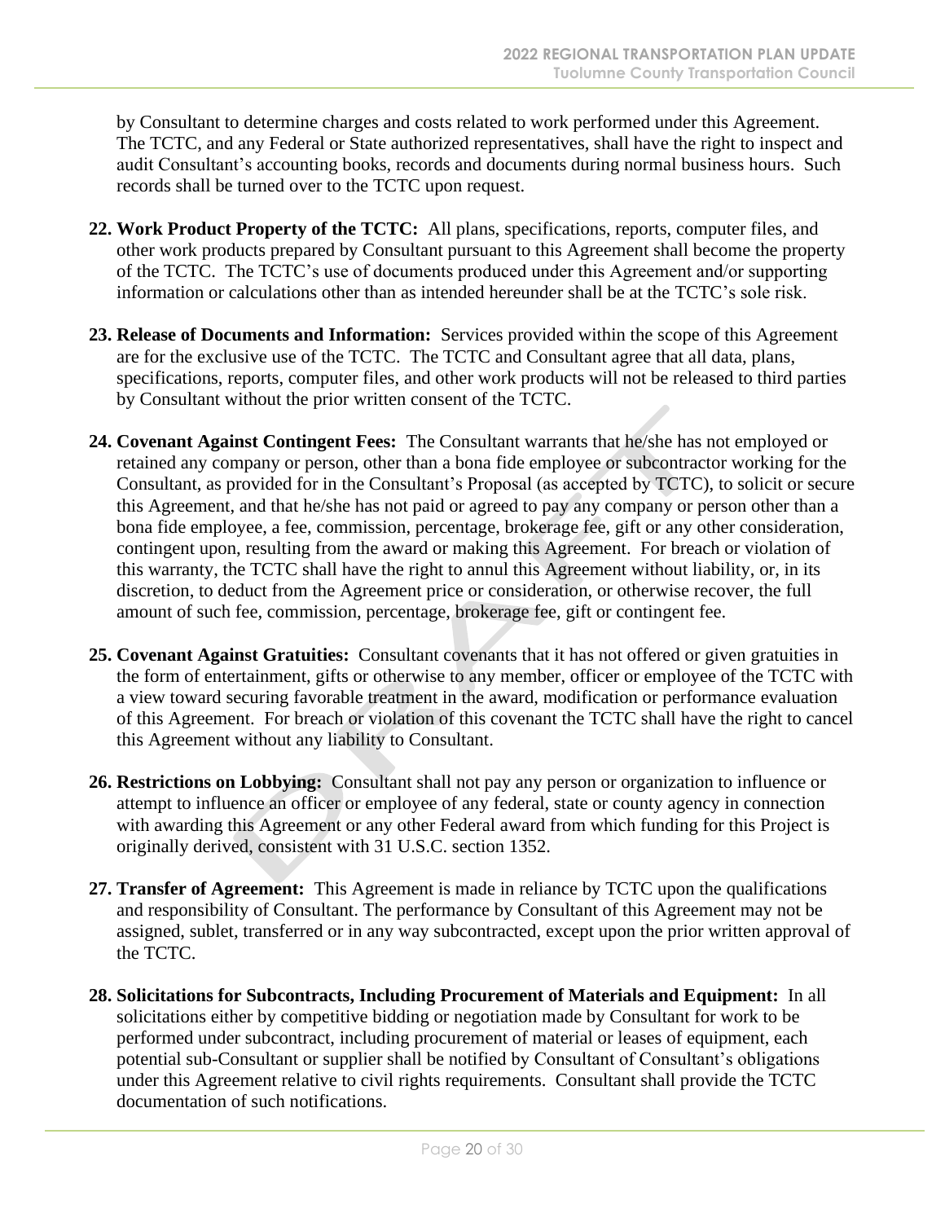by Consultant to determine charges and costs related to work performed under this Agreement. The TCTC, and any Federal or State authorized representatives, shall have the right to inspect and audit Consultant's accounting books, records and documents during normal business hours. Such records shall be turned over to the TCTC upon request.

22. **Work Product Property of the TCTC:** All plans, specifications, reports, computer files, and other work products prepared by Consultant pursuant to this Agreement shall become the property of the TCTC. The TCTC's use of documents produced under this Agreement and/or supporting information or calculations other than as intended hereunder shall be at the TCTC's sole risk.

23. **Release of Documents and Information:** Services provided within the scope of this Agreement are for the exclusive use of the TCTC. The TCTC and Consultant agree that all data, plans, specifications, reports, computer files, and other work products will not be released to third parties by Consultant without the prior written consent of the TCTC.

24. **Covenant Against Contingent Fees:** The Consultant warrants that he/she has not employed or retained any company or person, other than a bona fide employee or subcontractor working for the Consultant, as provided for in the Consultant's Proposal (as accepted by TCTC), to solicit or secure this Agreement, and that he/she has not paid or agreed to pay any company or person other than a bona fide employee, a fee, commission, percentage, brokerage fee, gift or any other consideration, contingent upon, resulting from the award or making this Agreement. For breach or violation of this warranty, the TCTC shall have the right to annul this Agreement without liability, or, in its discretion, to deduct from the Agreement price or consideration, or otherwise recover, the full amount of such fee, commission, percentage, brokerage fee, gift or contingent fee.

25. **Covenant Against Gratuities:** Consultant covenants that it has not offered or given gratuities in the form of entertainment, gifts or otherwise to any member, officer or employee of the TCTC with a view toward securing favorable treatment in the award, modification or performance evaluation of this Agreement. For breach or violation of this covenant the TCTC shall have the right to cancel this Agreement without any liability to Consultant.

26. **Restrictions on Lobbying:** Consultant shall not pay any person or organization to influence or attempt to influence an officer or employee of any federal, state or county agency in connection with awarding this Agreement or any other Federal award from which funding for this Project is originally derived, consistent with 31 U.S.C. section 1352.

27. **Transfer of Agreement:** This Agreement is made in reliance by TCTC upon the qualifications and responsibility of Consultant. The performance by Consultant of this Agreement may not be assigned, sublet, transferred or in any way subcontracted, except upon the prior written approval of the TCTC.

28. **Solicitations for Subcontracts, Including Procurement of Materials and Equipment:** In all solicitations either by competitive bidding or negotiation made by Consultant for work to be performed under subcontract, including procurement of material or leases of equipment, each potential sub-Consultant or supplier shall be notified by Consultant of Consultant's obligations under this Agreement relative to civil rights requirements. Consultant shall provide the TCTC documentation of such notifications.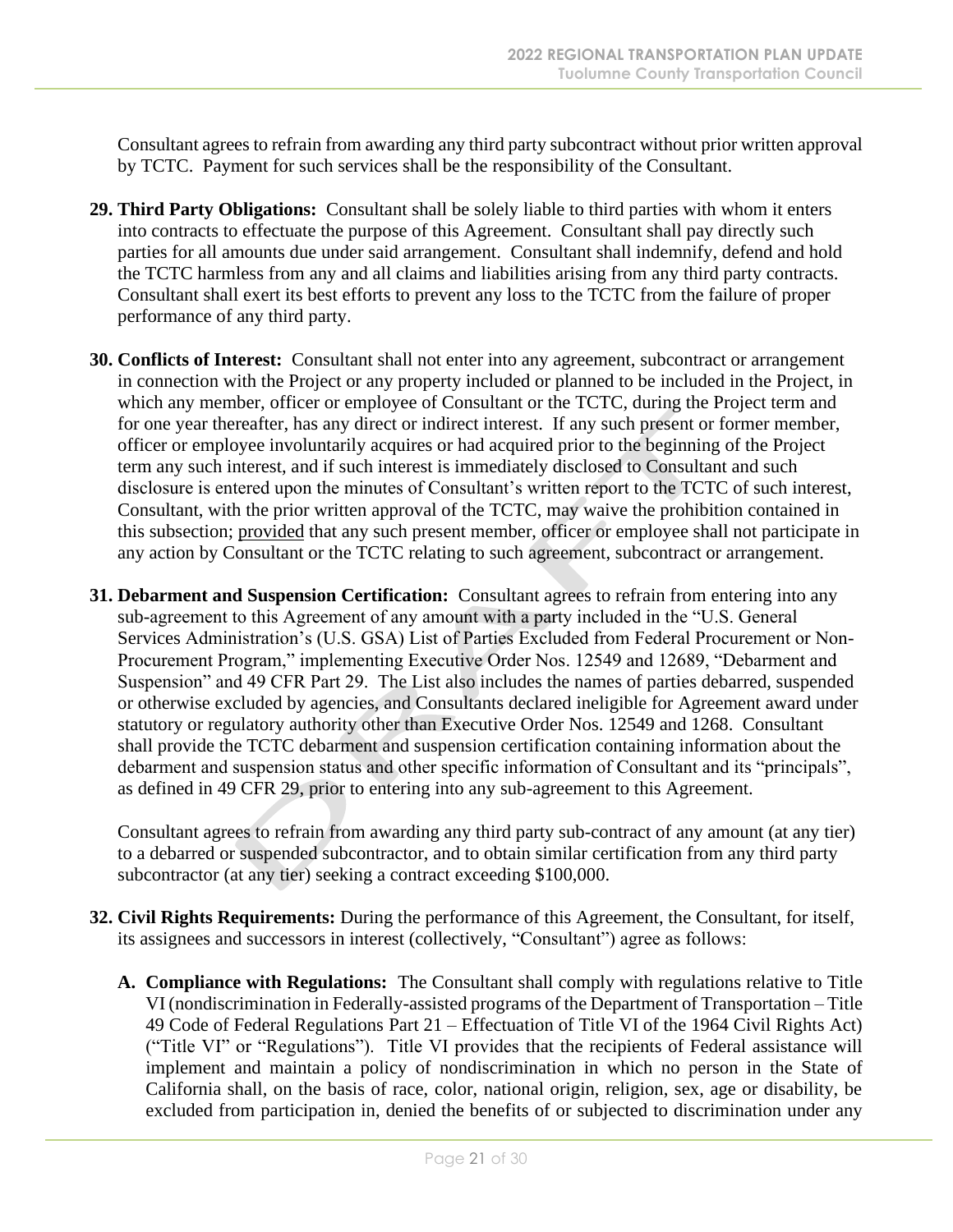Consultant agrees to refrain from awarding any third party subcontract without prior written approval by TCTC. Payment for such services shall be the responsibility of the Consultant.

29. **Third Party Obligations:** Consultant shall be solely liable to third parties with whom it enters into contracts to effectuate the purpose of this Agreement. Consultant shall pay directly such parties for all amounts due under said arrangement. Consultant shall indemnify, defend and hold the TCTC harmless from any and all claims and liabilities arising from any third party contracts. Consultant shall exert its best efforts to prevent any loss to the TCTC from the failure of proper performance of any third party.

30. **Conflicts of Interest:** Consultant shall not enter into any agreement, subcontract or arrangement in connection with the Project or any property included or planned to be included in the Project, in which any member, officer or employee of Consultant or the TCTC, during the Project term and for one year thereafter, has any direct or indirect interest. If any such present or former member, officer or employee involuntarily acquires or had acquired prior to the beginning of the Project term any such interest, and if such interest is immediately disclosed to Consultant and such disclosure is entered upon the minutes of Consultant's written report to the TCTC of such interest, Consultant, with the prior written approval of the TCTC, may waive the prohibition contained in this subsection; provided that any such present member, officer or employee shall not participate in any action by Consultant or the TCTC relating to such agreement, subcontract or arrangement.

31. **Debarment and Suspension Certification:** Consultant agrees to refrain from entering into any sub-agreement to this Agreement of any amount with a party included in the "U.S. General Services Administration's (U.S. GSA) List of Parties Excluded from Federal Procurement or Non-Procurement Program," implementing Executive Order Nos. 12549 and 12689, "Debarment and Suspension" and 49 CFR Part 29. The List also includes the names of parties debarred, suspended or otherwise excluded by agencies, and Consultants declared ineligible for Agreement award under statutory or regulatory authority other than Executive Order Nos. 12549 and 1268. Consultant shall provide the TCTC debarment and suspension certification containing information about the debarment and suspension status and other specific information of Consultant and its "principals", as defined in 49 CFR 29, prior to entering into any sub-agreement to this Agreement.

   Consultant agrees to refrain from awarding any third party sub-contract of any amount (at any tier) to a debarred or suspended subcontractor, and to obtain similar certification from any third party subcontractor (at any tier) seeking a contract exceeding $100,000.

32. **Civil Rights Requirements:** During the performance of this Agreement, the Consultant, for itself, its assignees and successors in interest (collectively, "Consultant") agree as follows:

   A. **Compliance with Regulations:** The Consultant shall comply with regulations relative to Title VI (nondiscrimination in Federally-assisted programs of the Department of Transportation – Title 49 Code of Federal Regulations Part 21 – Effectuation of Title VI of the 1964 Civil Rights Act) ("Title VI" or "Regulations"). Title VI provides that the recipients of Federal assistance will implement and maintain a policy of nondiscrimination in which no person in the State of California shall, on the basis of race, color, national origin, religion, sex, age or disability, be excluded from participation in, denied the benefits of or subjected to discrimination under any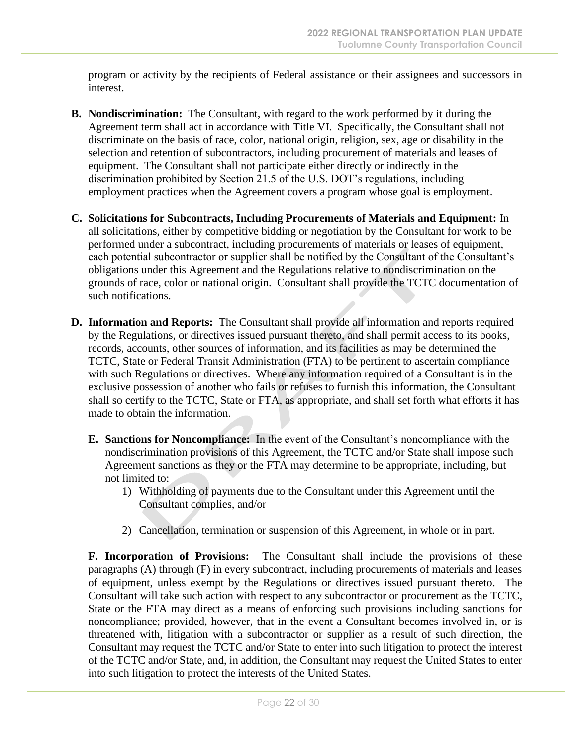program or activity by the recipients of Federal assistance or their assignees and successors in interest.

**B. Nondiscrimination:** The Consultant, with regard to the work performed by it during the Agreement term shall act in accordance with Title VI. Specifically, the Consultant shall not discriminate on the basis of race, color, national origin, religion, sex, age or disability in the selection and retention of subcontractors, including procurement of materials and leases of equipment. The Consultant shall not participate either directly or indirectly in the discrimination prohibited by Section 21.5 of the U.S. DOT's regulations, including employment practices when the Agreement covers a program whose goal is employment.

**C. Solicitations for Subcontracts, Including Procurements of Materials and Equipment:** In all solicitations, either by competitive bidding or negotiation by the Consultant for work to be performed under a subcontract, including procurements of materials or leases of equipment, each potential subcontractor or supplier shall be notified by the Consultant of the Consultant's obligations under this Agreement and the Regulations relative to nondiscrimination on the grounds of race, color or national origin. Consultant shall provide the TCTC documentation of such notifications.

**D. Information and Reports:** The Consultant shall provide all information and reports required by the Regulations, or directives issued pursuant thereto, and shall permit access to its books, records, accounts, other sources of information, and its facilities as may be determined the TCTC, State or Federal Transit Administration (FTA) to be pertinent to ascertain compliance with such Regulations or directives. Where any information required of a Consultant is in the exclusive possession of another who fails or refuses to furnish this information, the Consultant shall so certify to the TCTC, State or FTA, as appropriate, and shall set forth what efforts it has made to obtain the information.

**E. Sanctions for Noncompliance:** In the event of the Consultant's noncompliance with the nondiscrimination provisions of this Agreement, the TCTC and/or State shall impose such Agreement sanctions as they or the FTA may determine to be appropriate, including, but not limited to:

1) Withholding of payments due to the Consultant under this Agreement until the Consultant complies, and/or
2) Cancellation, termination or suspension of this Agreement, in whole or in part.

**F. Incorporation of Provisions:** The Consultant shall include the provisions of these paragraphs (A) through (F) in every subcontract, including procurements of materials and leases of equipment, unless exempt by the Regulations or directives issued pursuant thereto. The Consultant will take such action with respect to any subcontractor or procurement as the TCTC, State or the FTA may direct as a means of enforcing such provisions including sanctions for noncompliance; provided, however, that in the event a Consultant becomes involved in, or is threatened with, litigation with a subcontractor or supplier as a result of such direction, the Consultant may request the TCTC and/or State to enter into such litigation to protect the interest of the TCTC and/or State, and, in addition, the Consultant may request the United States to enter into such litigation to protect the interests of the United States.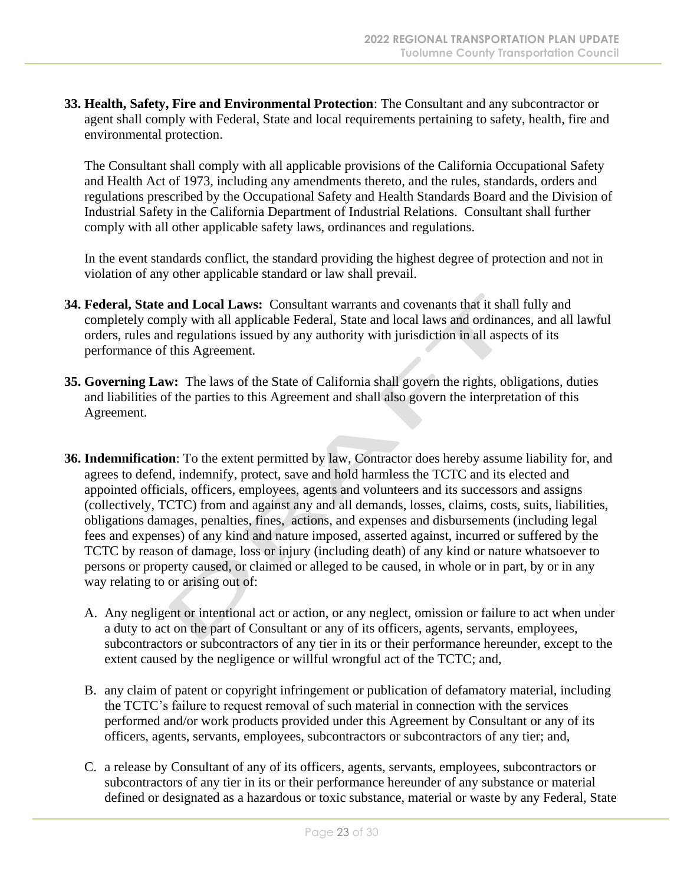**33. Health, Safety, Fire and Environmental Protection**: The Consultant and any subcontractor or agent shall comply with Federal, State and local requirements pertaining to safety, health, fire and environmental protection.

The Consultant shall comply with all applicable provisions of the California Occupational Safety and Health Act of 1973, including any amendments thereto, and the rules, standards, orders and regulations prescribed by the Occupational Safety and Health Standards Board and the Division of Industrial Safety in the California Department of Industrial Relations. Consultant shall further comply with all other applicable safety laws, ordinances and regulations.

In the event standards conflict, the standard providing the highest degree of protection and not in violation of any other applicable standard or law shall prevail.

**34. Federal, State and Local Laws:** Consultant warrants and covenants that it shall fully and completely comply with all applicable Federal, State and local laws and ordinances, and all lawful orders, rules and regulations issued by any authority with jurisdiction in all aspects of its performance of this Agreement.

**35. Governing Law:** The laws of the State of California shall govern the rights, obligations, duties and liabilities of the parties to this Agreement and shall also govern the interpretation of this Agreement.

**36. Indemnification**: To the extent permitted by law, Contractor does hereby assume liability for, and agrees to defend, indemnify, protect, save and hold harmless the TCTC and its elected and appointed officials, officers, employees, agents and volunteers and its successors and assigns (collectively, TCTC) from and against any and all demands, losses, claims, costs, suits, liabilities, obligations damages, penalties, fines, actions, and expenses and disbursements (including legal fees and expenses) of any kind and nature imposed, asserted against, incurred or suffered by the TCTC by reason of damage, loss or injury (including death) of any kind or nature whatsoever to persons or property caused, or claimed or alleged to be caused, in whole or in part, by or in any way relating to or arising out of:

A. Any negligent or intentional act or action, or any neglect, omission or failure to act when under a duty to act on the part of Consultant or any of its officers, agents, servants, employees, subcontractors or subcontractors of any tier in its or their performance hereunder, except to the extent caused by the negligence or willful wrongful act of the TCTC; and,

B. any claim of patent or copyright infringement or publication of defamatory material, including the TCTC's failure to request removal of such material in connection with the services performed and/or work products provided under this Agreement by Consultant or any of its officers, agents, servants, employees, subcontractors or subcontractors of any tier; and,

C. a release by Consultant of any of its officers, agents, servants, employees, subcontractors or subcontractors of any tier in its or their performance hereunder of any substance or material defined or designated as a hazardous or toxic substance, material or waste by any Federal, State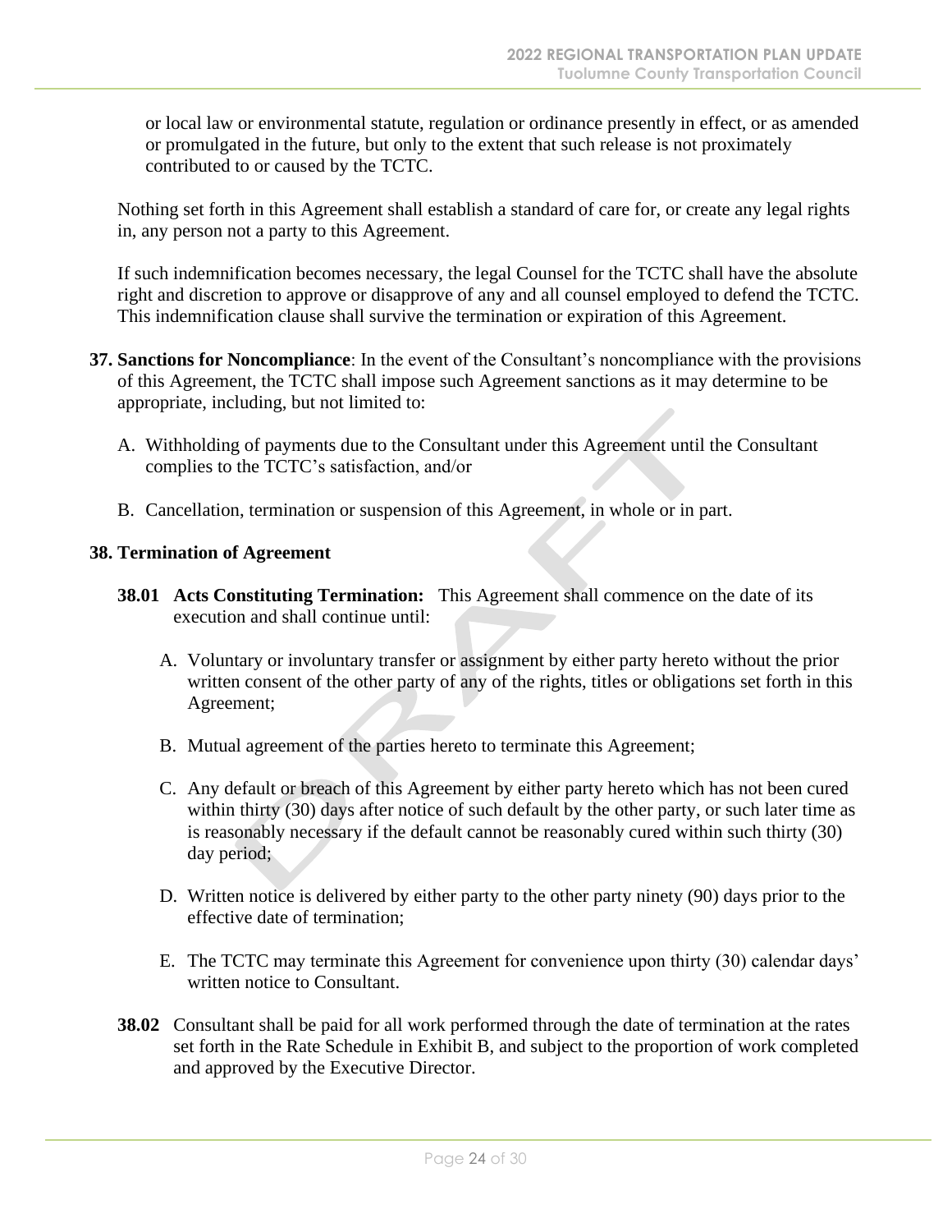or local law or environmental statute, regulation or ordinance presently in effect, or as amended or promulgated in the future, but only to the extent that such release is not proximately contributed to or caused by the TCTC.

Nothing set forth in this Agreement shall establish a standard of care for, or create any legal rights in, any person not a party to this Agreement.

If such indemnification becomes necessary, the legal Counsel for the TCTC shall have the absolute right and discretion to approve or disapprove of any and all counsel employed to defend the TCTC. This indemnification clause shall survive the termination or expiration of this Agreement.

**37. Sanctions for Noncompliance**: In the event of the Consultant's noncompliance with the provisions of this Agreement, the TCTC shall impose such Agreement sanctions as it may determine to be appropriate, including, but not limited to:

A. Withholding of payments due to the Consultant under this Agreement until the Consultant complies to the TCTC's satisfaction, and/or

B. Cancellation, termination or suspension of this Agreement, in whole or in part.

**38. Termination of Agreement**

**38.01 Acts Constituting Termination:** This Agreement shall commence on the date of its execution and shall continue until:

A. Voluntary or involuntary transfer or assignment by either party hereto without the prior written consent of the other party of any of the rights, titles or obligations set forth in this Agreement;

B. Mutual agreement of the parties hereto to terminate this Agreement;

C. Any default or breach of this Agreement by either party hereto which has not been cured within thirty (30) days after notice of such default by the other party, or such later time as is reasonably necessary if the default cannot be reasonably cured within such thirty (30) day period;

D. Written notice is delivered by either party to the other party ninety (90) days prior to the effective date of termination;

E. The TCTC may terminate this Agreement for convenience upon thirty (30) calendar days' written notice to Consultant.

**38.02** Consultant shall be paid for all work performed through the date of termination at the rates set forth in the Rate Schedule in Exhibit B, and subject to the proportion of work completed and approved by the Executive Director.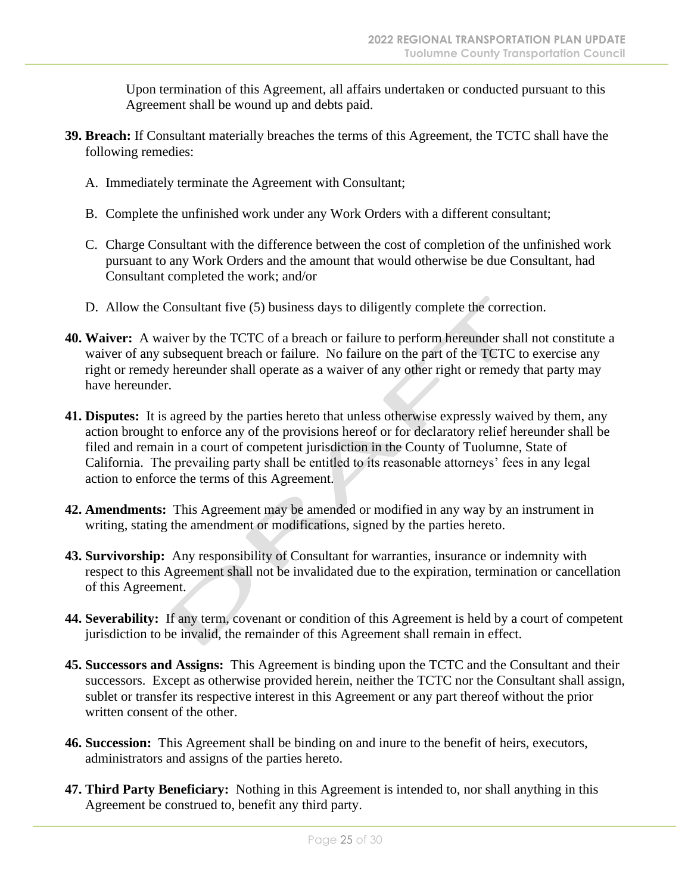Upon termination of this Agreement, all affairs undertaken or conducted pursuant to this Agreement shall be wound up and debts paid.

**39. Breach:** If Consultant materially breaches the terms of this Agreement, the TCTC shall have the following remedies:

A. Immediately terminate the Agreement with Consultant;

B. Complete the unfinished work under any Work Orders with a different consultant;

C. Charge Consultant with the difference between the cost of completion of the unfinished work pursuant to any Work Orders and the amount that would otherwise be due Consultant, had Consultant completed the work; and/or

D. Allow the Consultant five (5) business days to diligently complete the correction.

**40. Waiver:** A waiver by the TCTC of a breach or failure to perform hereunder shall not constitute a waiver of any subsequent breach or failure. No failure on the part of the TCTC to exercise any right or remedy hereunder shall operate as a waiver of any other right or remedy that party may have hereunder.

**41. Disputes:** It is agreed by the parties hereto that unless otherwise expressly waived by them, any action brought to enforce any of the provisions hereof or for declaratory relief hereunder shall be filed and remain in a court of competent jurisdiction in the County of Tuolumne, State of California. The prevailing party shall be entitled to its reasonable attorneys' fees in any legal action to enforce the terms of this Agreement.

**42. Amendments:** This Agreement may be amended or modified in any way by an instrument in writing, stating the amendment or modifications, signed by the parties hereto.

**43. Survivorship:** Any responsibility of Consultant for warranties, insurance or indemnity with respect to this Agreement shall not be invalidated due to the expiration, termination or cancellation of this Agreement.

**44. Severability:** If any term, covenant or condition of this Agreement is held by a court of competent jurisdiction to be invalid, the remainder of this Agreement shall remain in effect.

**45. Successors and Assigns:** This Agreement is binding upon the TCTC and the Consultant and their successors. Except as otherwise provided herein, neither the TCTC nor the Consultant shall assign, sublet or transfer its respective interest in this Agreement or any part thereof without the prior written consent of the other.

**46. Succession:** This Agreement shall be binding on and inure to the benefit of heirs, executors, administrators and assigns of the parties hereto.

**47. Third Party Beneficiary:** Nothing in this Agreement is intended to, nor shall anything in this Agreement be construed to, benefit any third party.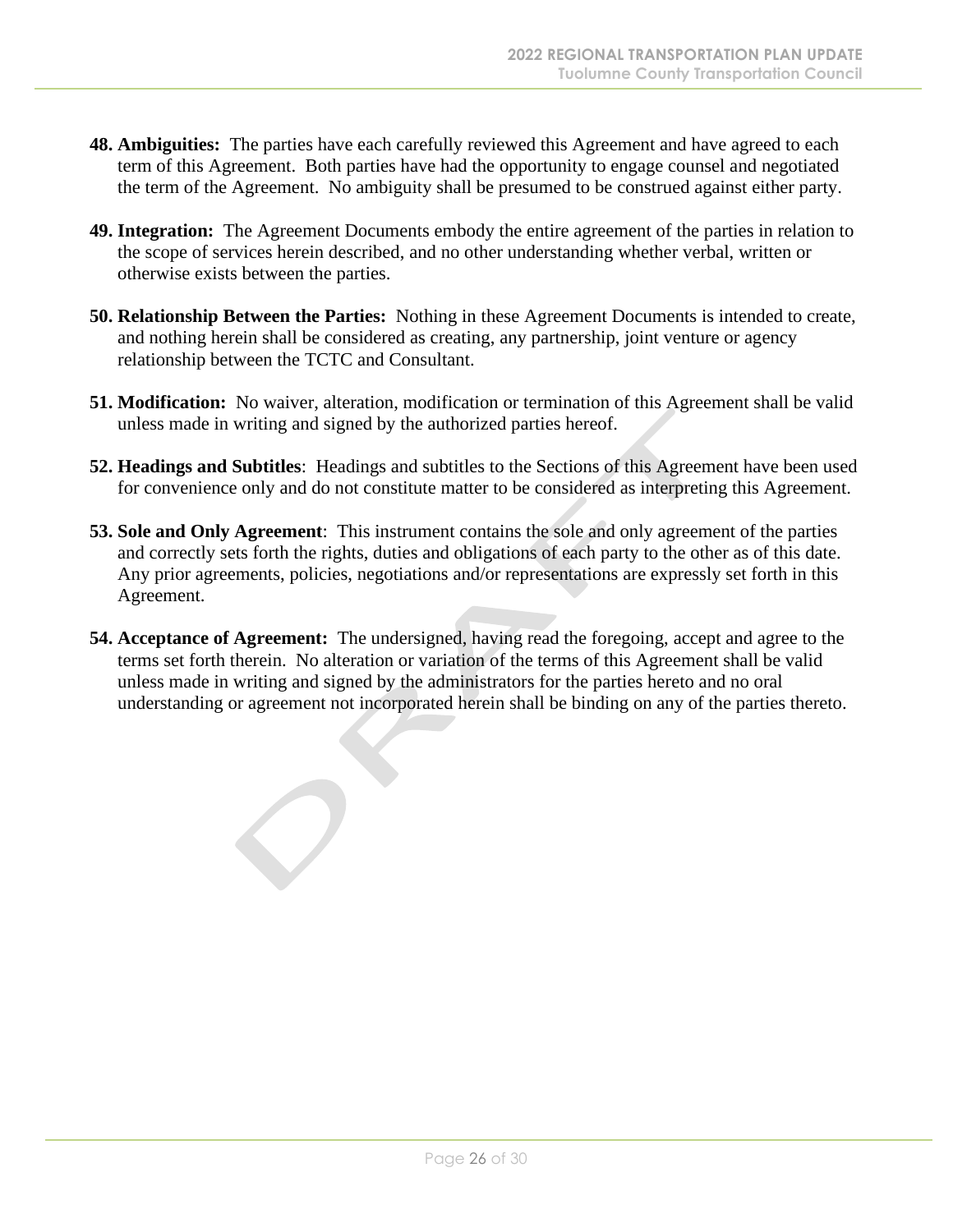**48. Ambiguities:** The parties have each carefully reviewed this Agreement and have agreed to each term of this Agreement. Both parties have had the opportunity to engage counsel and negotiated the term of the Agreement. No ambiguity shall be presumed to be construed against either party.

**49. Integration:** The Agreement Documents embody the entire agreement of the parties in relation to the scope of services herein described, and no other understanding whether verbal, written or otherwise exists between the parties.

**50. Relationship Between the Parties:** Nothing in these Agreement Documents is intended to create, and nothing herein shall be considered as creating, any partnership, joint venture or agency relationship between the TCTC and Consultant.

**51. Modification:** No waiver, alteration, modification or termination of this Agreement shall be valid unless made in writing and signed by the authorized parties hereof.

**52. Headings and Subtitles**: Headings and subtitles to the Sections of this Agreement have been used for convenience only and do not constitute matter to be considered as interpreting this Agreement.

**53. Sole and Only Agreement**: This instrument contains the sole and only agreement of the parties and correctly sets forth the rights, duties and obligations of each party to the other as of this date. Any prior agreements, policies, negotiations and/or representations are expressly set forth in this Agreement.

**54. Acceptance of Agreement:** The undersigned, having read the foregoing, accept and agree to the terms set forth therein. No alteration or variation of the terms of this Agreement shall be valid unless made in writing and signed by the administrators for the parties hereto and no oral understanding or agreement not incorporated herein shall be binding on any of the parties thereto.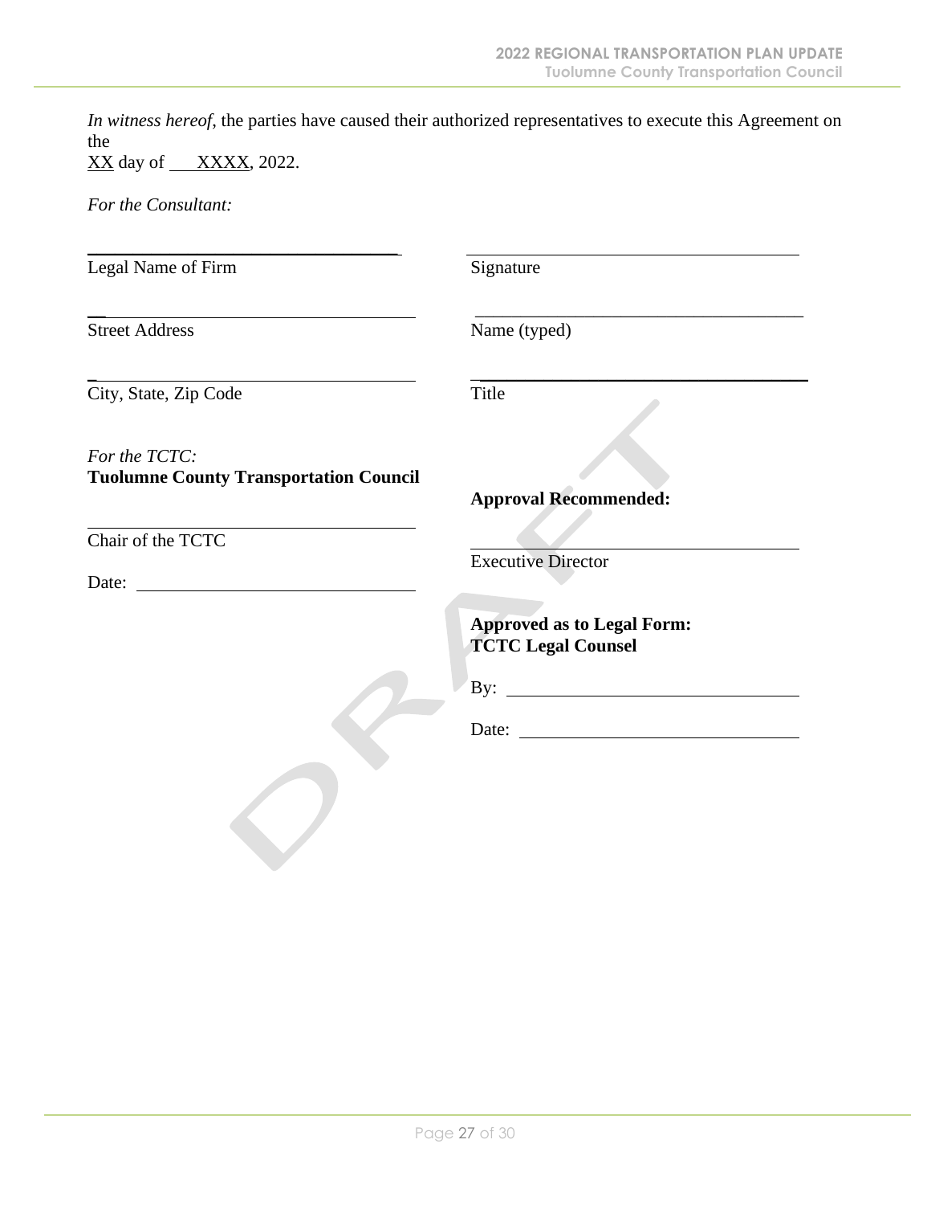*In witness hereof*, the parties have caused their authorized representatives to execute this Agreement on the
XX day of XXXX, 2022.

*For the Consultant:*

| | |
|---|---|
| ______________________________ | ______________________________ |
| Legal Name of Firm | Signature |
| ______________________________ | ______________________________ |
| Street Address | Name (typed) |
| ______________________________ | ______________________________ |
| City, State, Zip Code | Title |

*For the TCTC:*
**Tuolumne County Transportation Council**

______________________________
Chair of the TCTC

Date: ______________________________

**Approval Recommended:**

______________________________
Executive Director

**Approved as to Legal Form:**
**TCTC Legal Counsel**

By: ______________________________

Date: ______________________________

DRAFT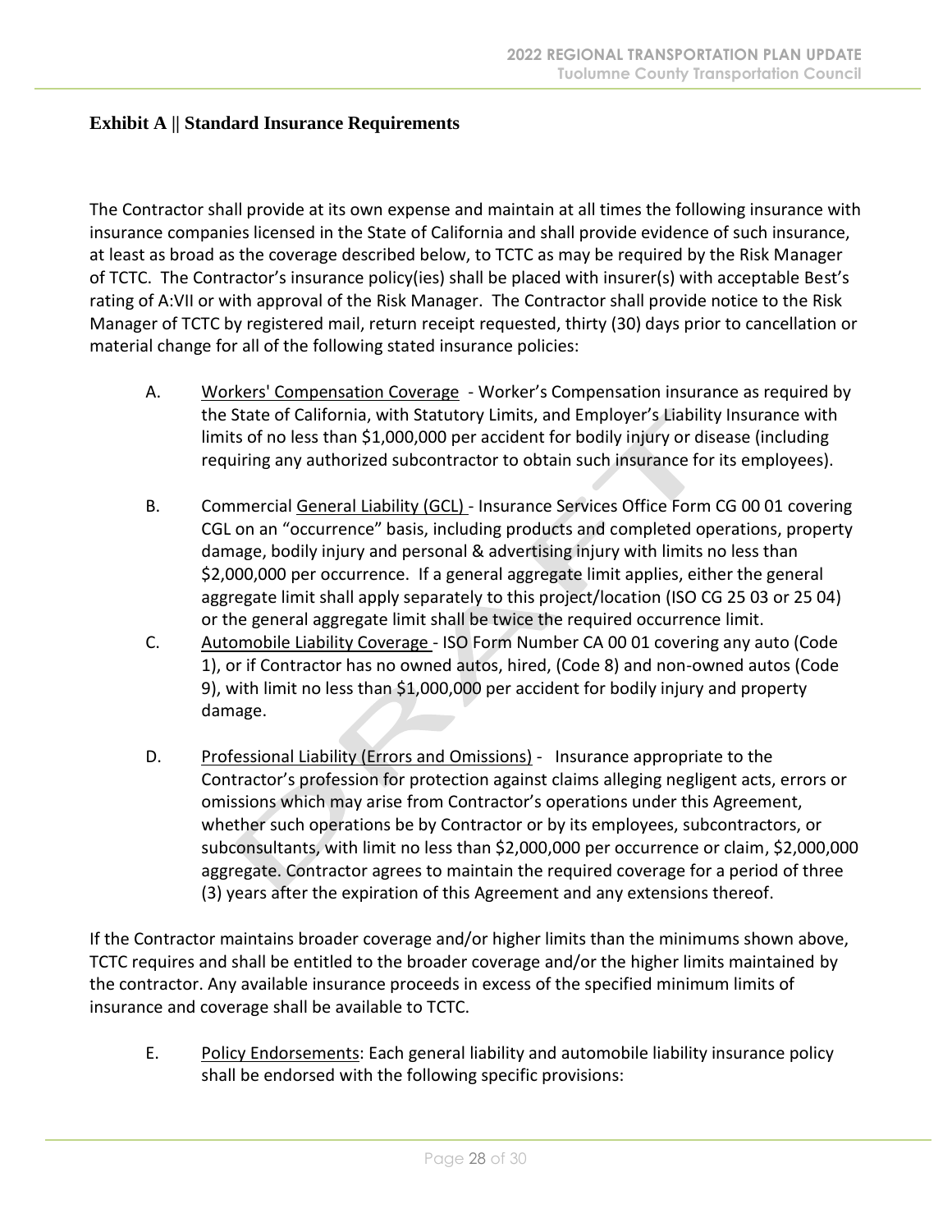### Exhibit A || Standard Insurance Requirements

The Contractor shall provide at its own expense and maintain at all times the following insurance with insurance companies licensed in the State of California and shall provide evidence of such insurance, at least as broad as the coverage described below, to TCTC as may be required by the Risk Manager of TCTC. The Contractor's insurance policy(ies) shall be placed with insurer(s) with acceptable Best's rating of A:VII or with approval of the Risk Manager. The Contractor shall provide notice to the Risk Manager of TCTC by registered mail, return receipt requested, thirty (30) days prior to cancellation or material change for all of the following stated insurance policies:

A. Workers' Compensation Coverage - Worker's Compensation insurance as required by the State of California, with Statutory Limits, and Employer's Liability Insurance with limits of no less than $1,000,000 per accident for bodily injury or disease (including requiring any authorized subcontractor to obtain such insurance for its employees).

B. Commercial General Liability (GCL) - Insurance Services Office Form CG 00 01 covering CGL on an "occurrence" basis, including products and completed operations, property damage, bodily injury and personal & advertising injury with limits no less than $2,000,000 per occurrence. If a general aggregate limit applies, either the general aggregate limit shall apply separately to this project/location (ISO CG 25 03 or 25 04) or the general aggregate limit shall be twice the required occurrence limit.

C. Automobile Liability Coverage - ISO Form Number CA 00 01 covering any auto (Code 1), or if Contractor has no owned autos, hired, (Code 8) and non-owned autos (Code 9), with limit no less than $1,000,000 per accident for bodily injury and property damage.

D. Professional Liability (Errors and Omissions) - Insurance appropriate to the Contractor's profession for protection against claims alleging negligent acts, errors or omissions which may arise from Contractor's operations under this Agreement, whether such operations be by Contractor or by its employees, subcontractors, or subconsultants, with limit no less than $2,000,000 per occurrence or claim, $2,000,000 aggregate. Contractor agrees to maintain the required coverage for a period of three (3) years after the expiration of this Agreement and any extensions thereof.

If the Contractor maintains broader coverage and/or higher limits than the minimums shown above, TCTC requires and shall be entitled to the broader coverage and/or the higher limits maintained by the contractor. Any available insurance proceeds in excess of the specified minimum limits of insurance and coverage shall be available to TCTC.

E. Policy Endorsements: Each general liability and automobile liability insurance policy shall be endorsed with the following specific provisions: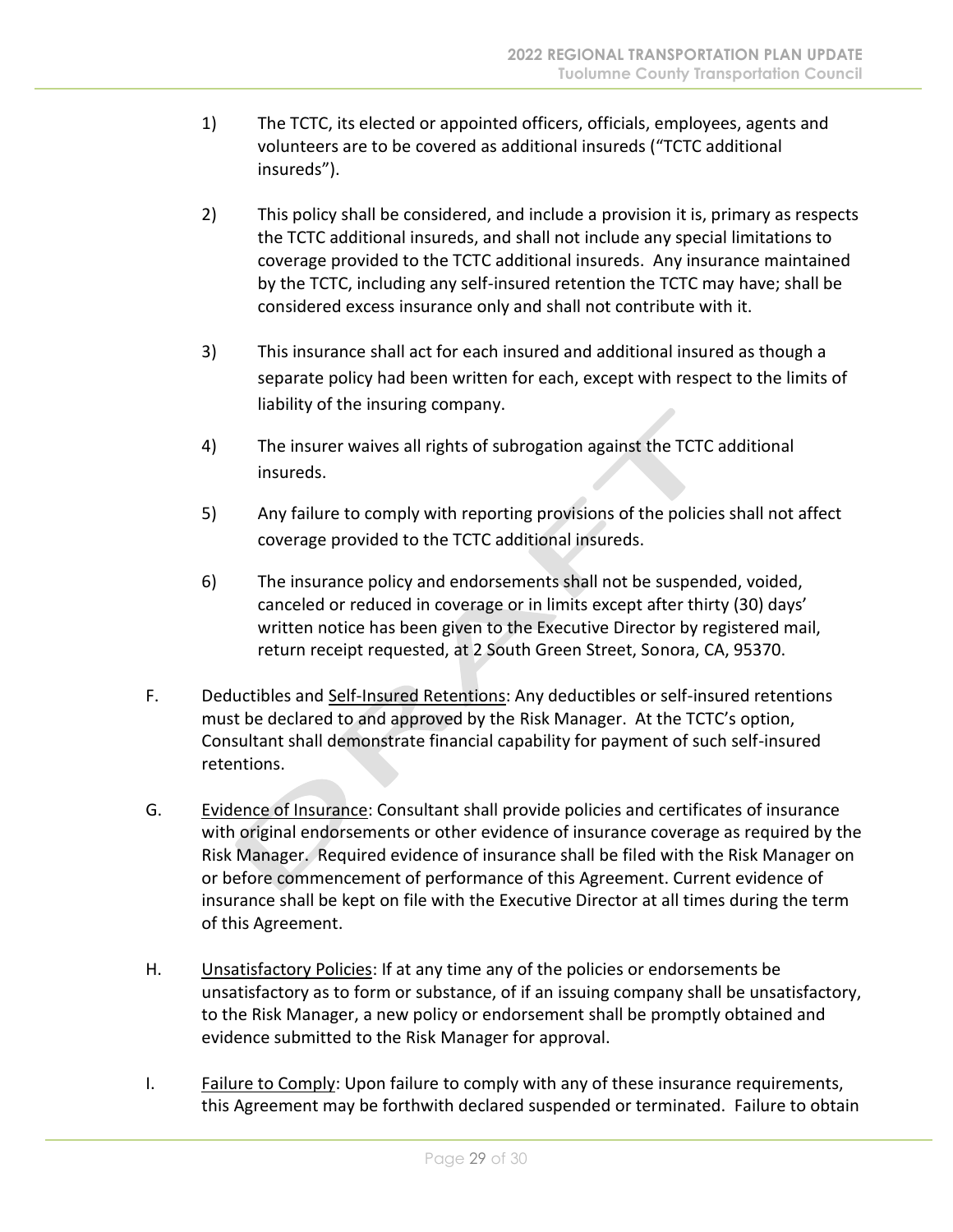1) The TCTC, its elected or appointed officers, officials, employees, agents and volunteers are to be covered as additional insureds ("TCTC additional insureds").

2) This policy shall be considered, and include a provision it is, primary as respects the TCTC additional insureds, and shall not include any special limitations to coverage provided to the TCTC additional insureds. Any insurance maintained by the TCTC, including any self-insured retention the TCTC may have; shall be considered excess insurance only and shall not contribute with it.

3) This insurance shall act for each insured and additional insured as though a separate policy had been written for each, except with respect to the limits of liability of the insuring company.

4) The insurer waives all rights of subrogation against the TCTC additional insureds.

5) Any failure to comply with reporting provisions of the policies shall not affect coverage provided to the TCTC additional insureds.

6) The insurance policy and endorsements shall not be suspended, voided, canceled or reduced in coverage or in limits except after thirty (30) days' written notice has been given to the Executive Director by registered mail, return receipt requested, at 2 South Green Street, Sonora, CA, 95370.

F. Deductibles and Self-Insured Retentions: Any deductibles or self-insured retentions must be declared to and approved by the Risk Manager. At the TCTC's option, Consultant shall demonstrate financial capability for payment of such self-insured retentions.

G. Evidence of Insurance: Consultant shall provide policies and certificates of insurance with original endorsements or other evidence of insurance coverage as required by the Risk Manager. Required evidence of insurance shall be filed with the Risk Manager on or before commencement of performance of this Agreement. Current evidence of insurance shall be kept on file with the Executive Director at all times during the term of this Agreement.

H. Unsatisfactory Policies: If at any time any of the policies or endorsements be unsatisfactory as to form or substance, of if an issuing company shall be unsatisfactory, to the Risk Manager, a new policy or endorsement shall be promptly obtained and evidence submitted to the Risk Manager for approval.

I. Failure to Comply: Upon failure to comply with any of these insurance requirements, this Agreement may be forthwith declared suspended or terminated. Failure to obtain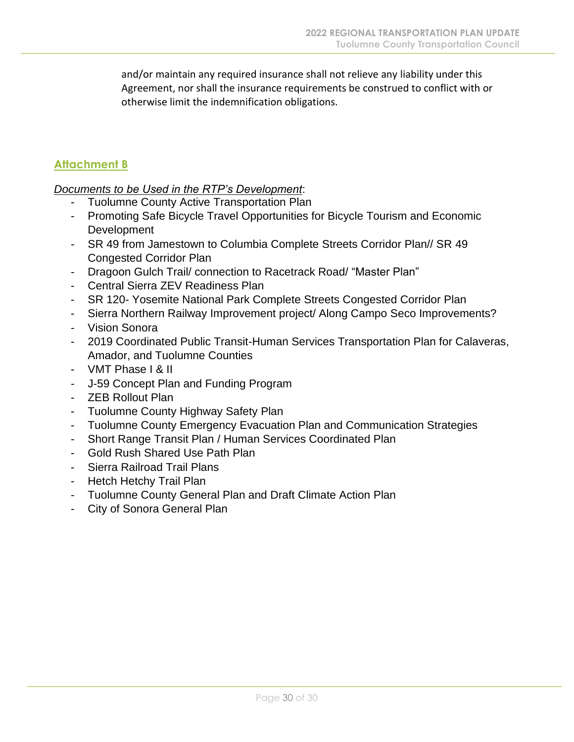and/or maintain any required insurance shall not relieve any liability under this Agreement, nor shall the insurance requirements be construed to conflict with or otherwise limit the indemnification obligations.

## Attachment B

*Documents to be Used in the RTP's Development*:

- Tuolumne County Active Transportation Plan
- Promoting Safe Bicycle Travel Opportunities for Bicycle Tourism and Economic Development
- SR 49 from Jamestown to Columbia Complete Streets Corridor Plan// SR 49 Congested Corridor Plan
- Dragoon Gulch Trail/ connection to Racetrack Road/ "Master Plan"
- Central Sierra ZEV Readiness Plan
- SR 120- Yosemite National Park Complete Streets Congested Corridor Plan
- Sierra Northern Railway Improvement project/ Along Campo Seco Improvements?
- Vision Sonora
- 2019 Coordinated Public Transit-Human Services Transportation Plan for Calaveras, Amador, and Tuolumne Counties
- VMT Phase I & II
- J-59 Concept Plan and Funding Program
- ZEB Rollout Plan
- Tuolumne County Highway Safety Plan
- Tuolumne County Emergency Evacuation Plan and Communication Strategies
- Short Range Transit Plan / Human Services Coordinated Plan
- Gold Rush Shared Use Path Plan
- Sierra Railroad Trail Plans
- Hetch Hetchy Trail Plan
- Tuolumne County General Plan and Draft Climate Action Plan
- City of Sonora General Plan